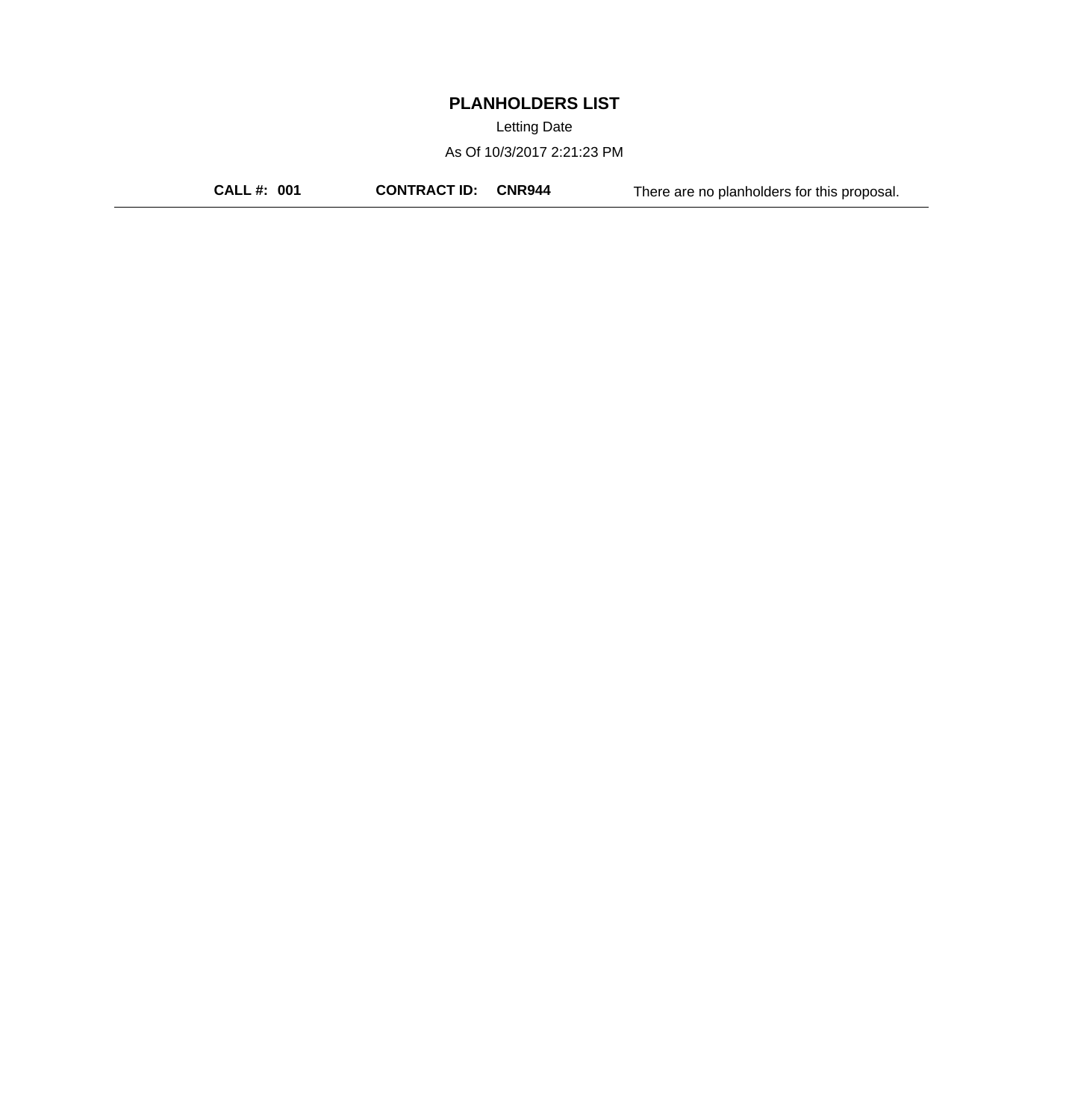# PLANHOLDERS LIST

Letting Date

As Of 10/3/2017 2:21:23 PM

**CALL #: 001** **CONTRACT ID: CNR944** There are no planholders for this proposal.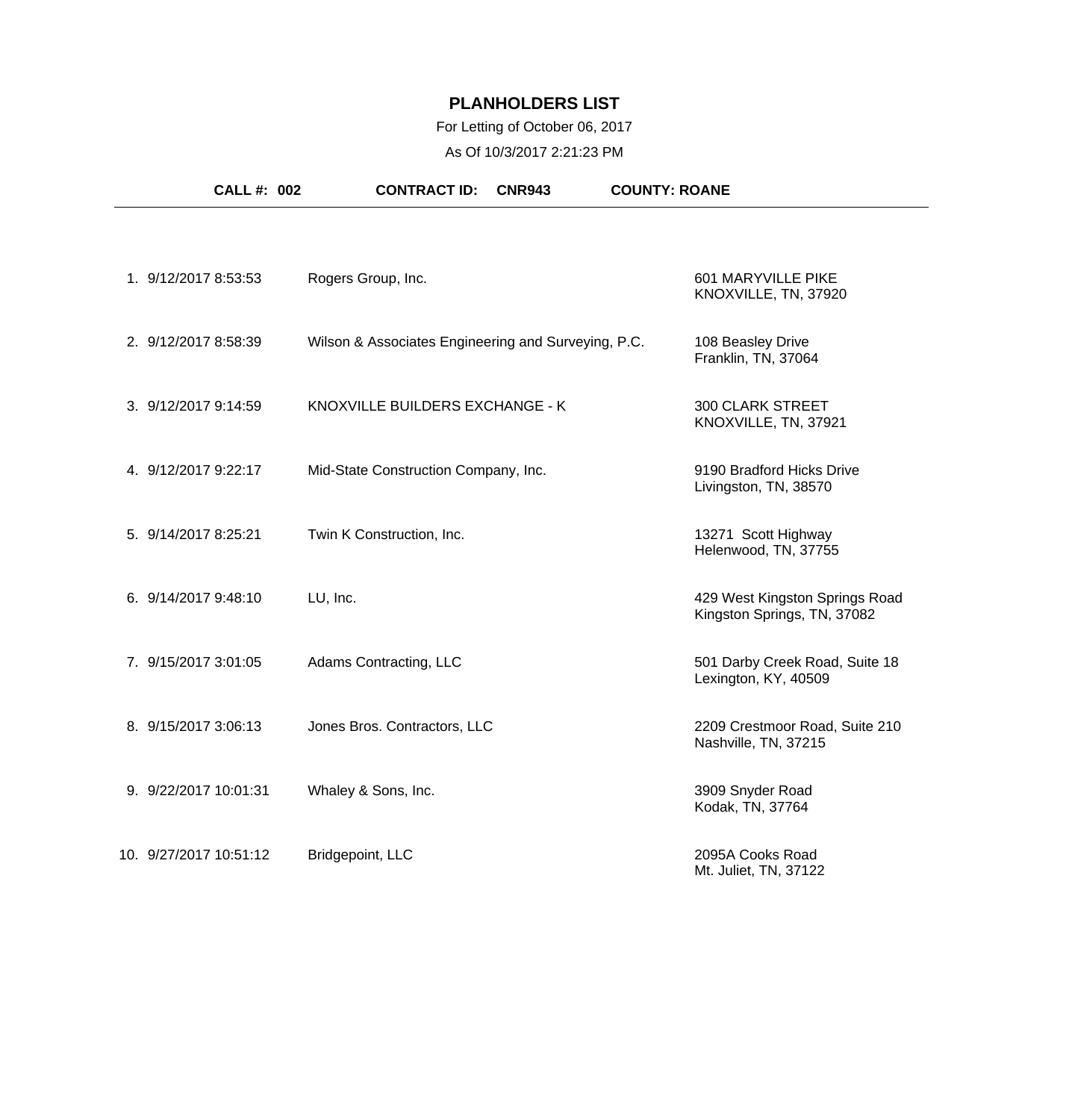# PLANHOLDERS LIST

For Letting of October 06, 2017

As Of 10/3/2017 2:21:23 PM

**CALL #: 002** **CONTRACT ID: CNR943** **COUNTY: ROANE**

| # | Date/Time | Planholder | Address |
|---|---|---|---|
| 1. | 9/12/2017 8:53:53 | Rogers Group, Inc. | 601 MARYVILLE PIKE<br>KNOXVILLE, TN, 37920 |
| 2. | 9/12/2017 8:58:39 | Wilson & Associates Engineering and Surveying, P.C. | 108 Beasley Drive<br>Franklin, TN, 37064 |
| 3. | 9/12/2017 9:14:59 | KNOXVILLE BUILDERS EXCHANGE - K | 300 CLARK STREET<br>KNOXVILLE, TN, 37921 |
| 4. | 9/12/2017 9:22:17 | Mid-State Construction Company, Inc. | 9190 Bradford Hicks Drive<br>Livingston, TN, 38570 |
| 5. | 9/14/2017 8:25:21 | Twin K Construction, Inc. | 13271 Scott Highway<br>Helenwood, TN, 37755 |
| 6. | 9/14/2017 9:48:10 | LU, Inc. | 429 West Kingston Springs Road<br>Kingston Springs, TN, 37082 |
| 7. | 9/15/2017 3:01:05 | Adams Contracting, LLC | 501 Darby Creek Road, Suite 18<br>Lexington, KY, 40509 |
| 8. | 9/15/2017 3:06:13 | Jones Bros. Contractors, LLC | 2209 Crestmoor Road, Suite 210<br>Nashville, TN, 37215 |
| 9. | 9/22/2017 10:01:31 | Whaley & Sons, Inc. | 3909 Snyder Road<br>Kodak, TN, 37764 |
| 10. | 9/27/2017 10:51:12 | Bridgepoint, LLC | 2095A Cooks Road<br>Mt. Juliet, TN, 37122 |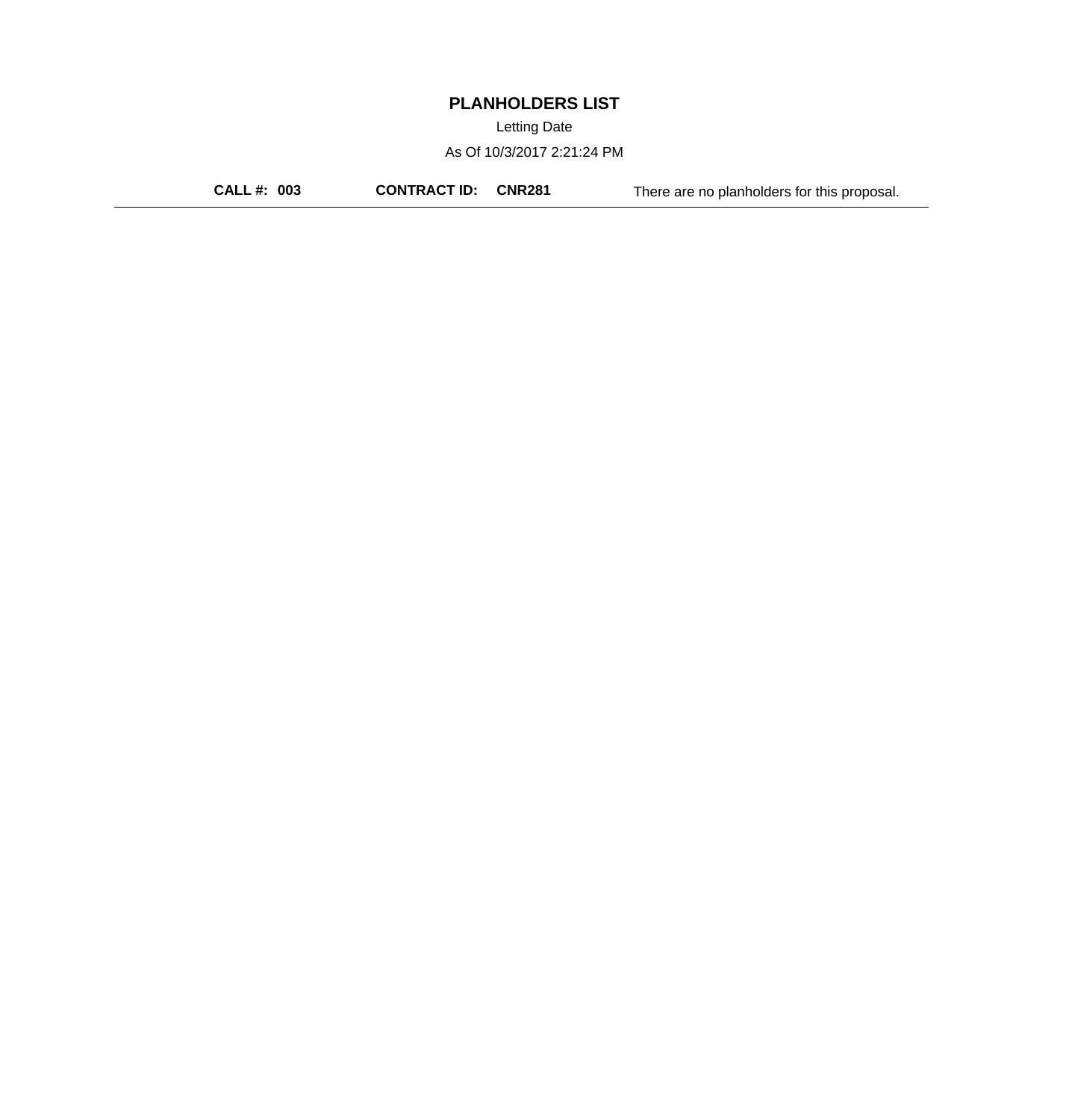# PLANHOLDERS LIST

Letting Date

As Of 10/3/2017 2:21:24 PM

**CALL #: 003** **CONTRACT ID: CNR281** There are no planholders for this proposal.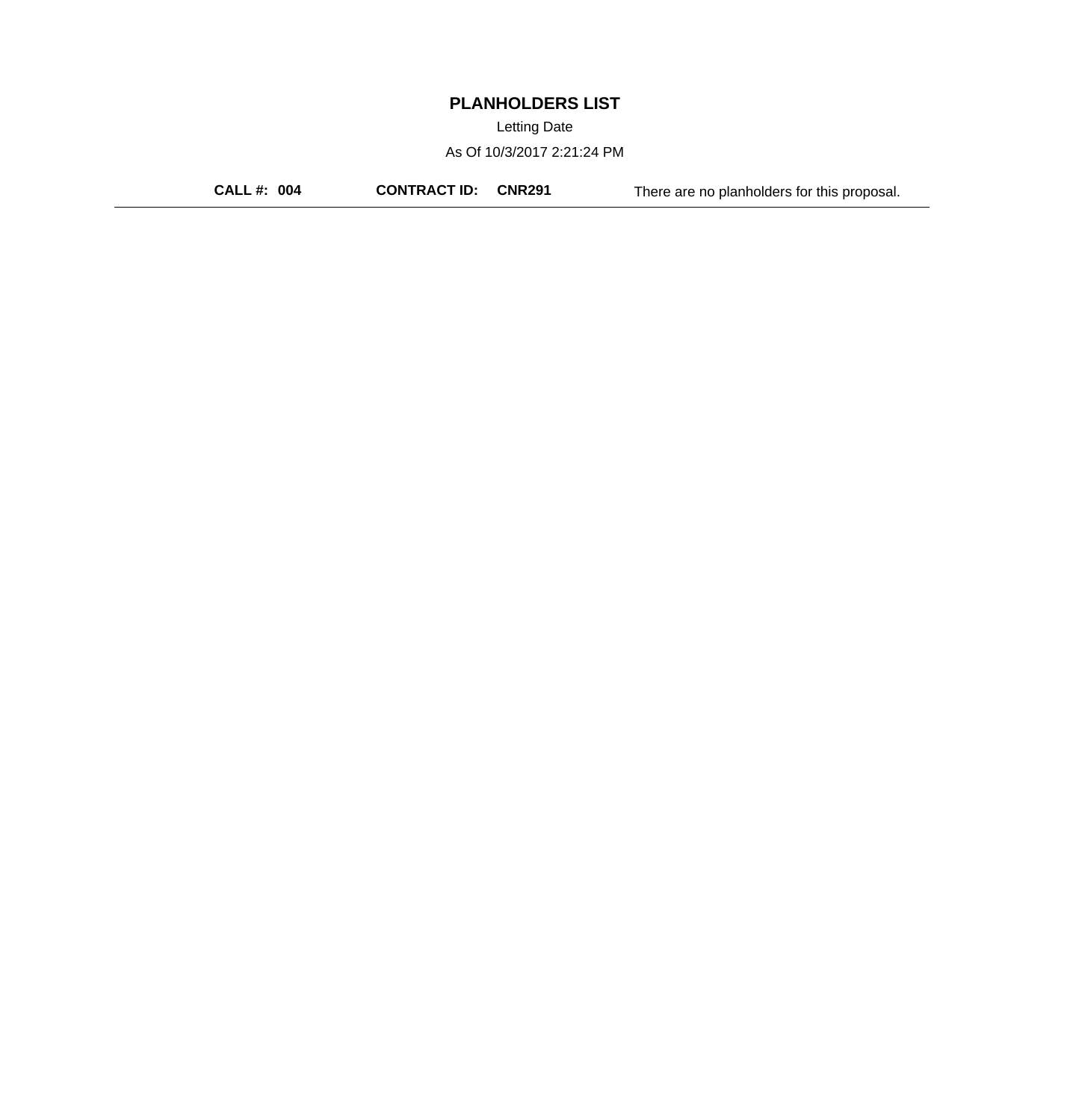# PLANHOLDERS LIST

Letting Date

As Of 10/3/2017 2:21:24 PM

**CALL #: 004** **CONTRACT ID: CNR291** There are no planholders for this proposal.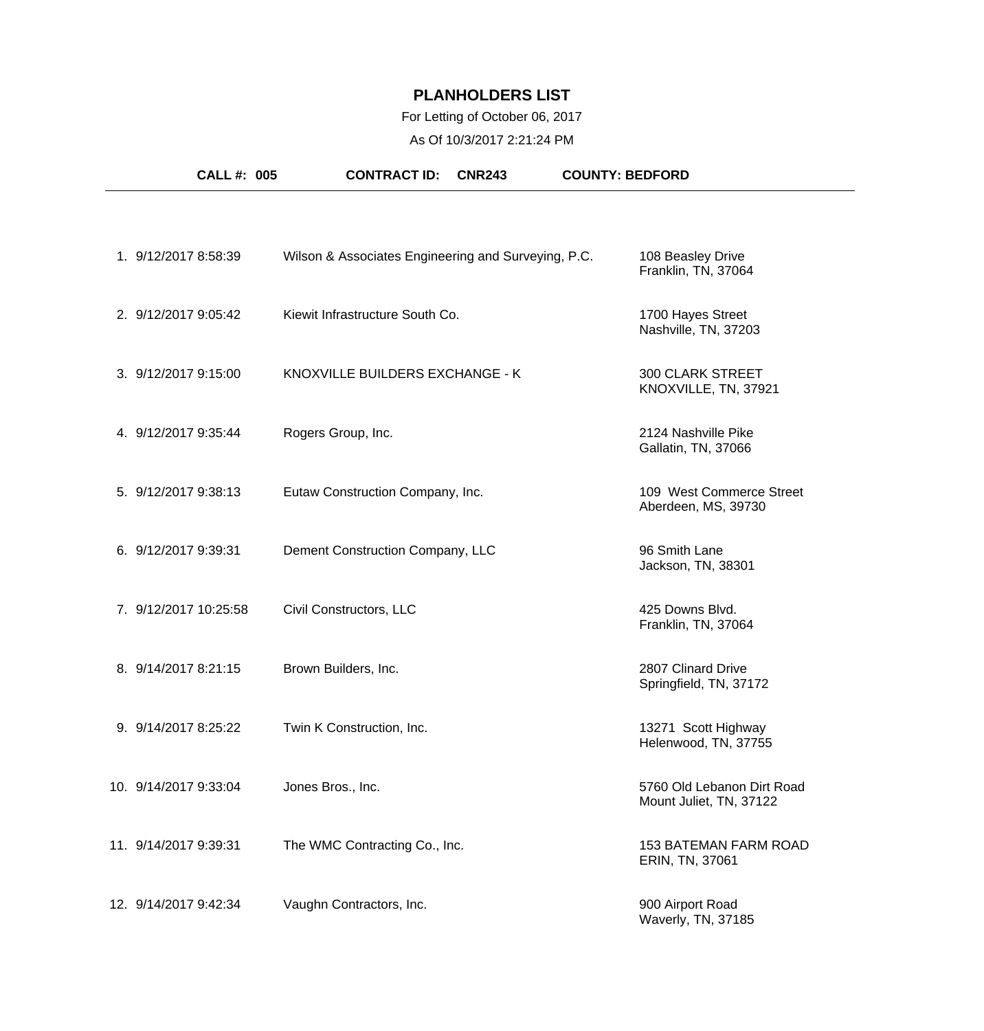# PLANHOLDERS LIST

For Letting of October 06, 2017

As Of 10/3/2017 2:21:24 PM

**CALL #: 005** **CONTRACT ID: CNR243** **COUNTY: BEDFORD**

| # | Date/Time | Name | Address |
|---|---|---|---|
| 1. | 9/12/2017 8:58:39 | Wilson & Associates Engineering and Surveying, P.C. | 108 Beasley Drive<br>Franklin, TN, 37064 |
| 2. | 9/12/2017 9:05:42 | Kiewit Infrastructure South Co. | 1700 Hayes Street<br>Nashville, TN, 37203 |
| 3. | 9/12/2017 9:15:00 | KNOXVILLE BUILDERS EXCHANGE - K | 300 CLARK STREET<br>KNOXVILLE, TN, 37921 |
| 4. | 9/12/2017 9:35:44 | Rogers Group, Inc. | 2124 Nashville Pike<br>Gallatin, TN, 37066 |
| 5. | 9/12/2017 9:38:13 | Eutaw Construction Company, Inc. | 109 West Commerce Street<br>Aberdeen, MS, 39730 |
| 6. | 9/12/2017 9:39:31 | Dement Construction Company, LLC | 96 Smith Lane<br>Jackson, TN, 38301 |
| 7. | 9/12/2017 10:25:58 | Civil Constructors, LLC | 425 Downs Blvd.<br>Franklin, TN, 37064 |
| 8. | 9/14/2017 8:21:15 | Brown Builders, Inc. | 2807 Clinard Drive<br>Springfield, TN, 37172 |
| 9. | 9/14/2017 8:25:22 | Twin K Construction, Inc. | 13271 Scott Highway<br>Helenwood, TN, 37755 |
| 10. | 9/14/2017 9:33:04 | Jones Bros., Inc. | 5760 Old Lebanon Dirt Road<br>Mount Juliet, TN, 37122 |
| 11. | 9/14/2017 9:39:31 | The WMC Contracting Co., Inc. | 153 BATEMAN FARM ROAD<br>ERIN, TN, 37061 |
| 12. | 9/14/2017 9:42:34 | Vaughn Contractors, Inc. | 900 Airport Road<br>Waverly, TN, 37185 |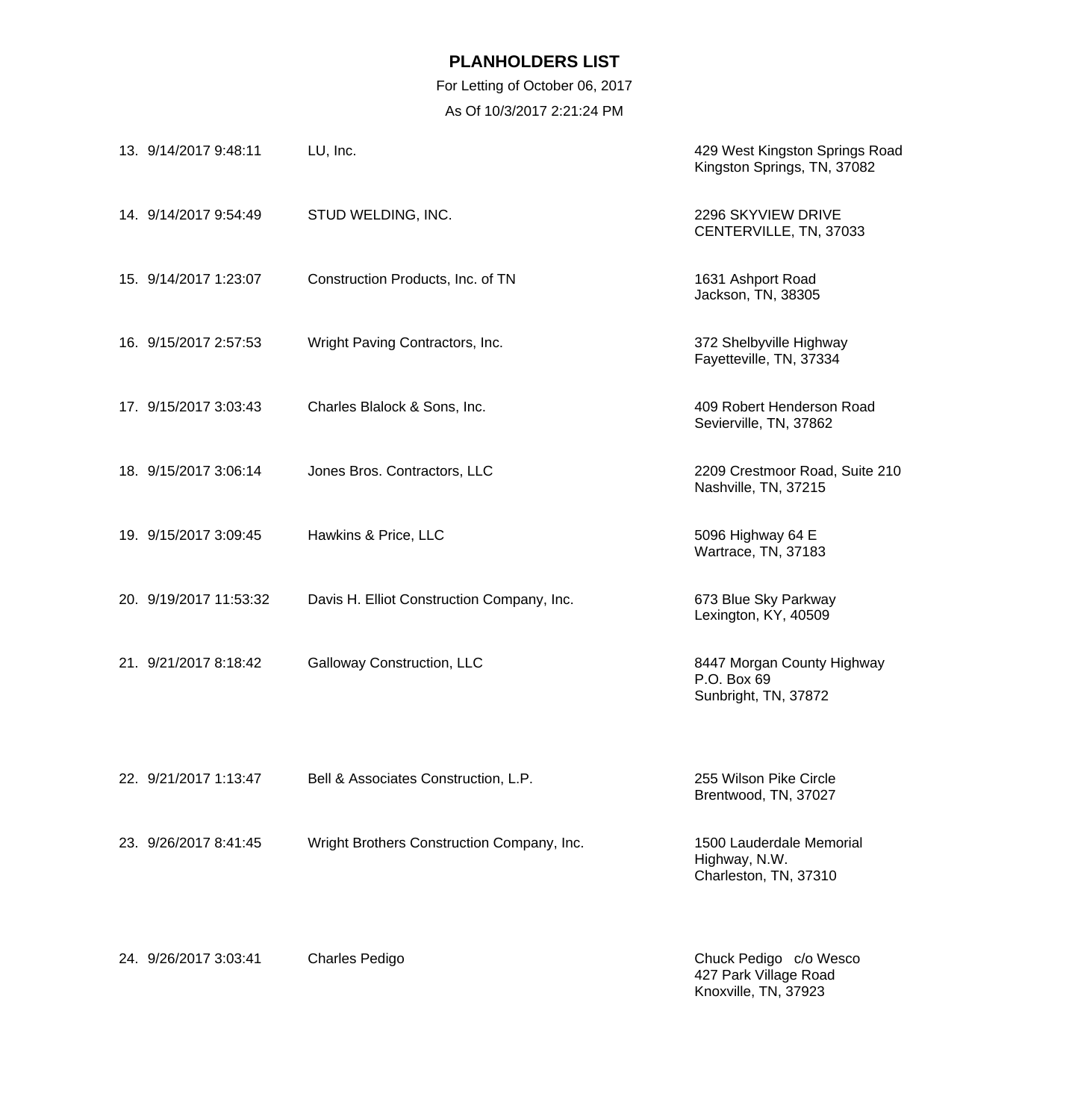# PLANHOLDERS LIST

For Letting of October 06, 2017

As Of 10/3/2017 2:21:24 PM

| # | Date/Time | Name | Address |
|---|---|---|---|
| 13. | 9/14/2017 9:48:11 | LU, Inc. | 429 West Kingston Springs Road<br>Kingston Springs, TN, 37082 |
| 14. | 9/14/2017 9:54:49 | STUD WELDING, INC. | 2296 SKYVIEW DRIVE<br>CENTERVILLE, TN, 37033 |
| 15. | 9/14/2017 1:23:07 | Construction Products, Inc. of TN | 1631 Ashport Road<br>Jackson, TN, 38305 |
| 16. | 9/15/2017 2:57:53 | Wright Paving Contractors, Inc. | 372 Shelbyville Highway<br>Fayetteville, TN, 37334 |
| 17. | 9/15/2017 3:03:43 | Charles Blalock & Sons, Inc. | 409 Robert Henderson Road<br>Sevierville, TN, 37862 |
| 18. | 9/15/2017 3:06:14 | Jones Bros. Contractors, LLC | 2209 Crestmoor Road, Suite 210<br>Nashville, TN, 37215 |
| 19. | 9/15/2017 3:09:45 | Hawkins & Price, LLC | 5096 Highway 64 E<br>Wartrace, TN, 37183 |
| 20. | 9/19/2017 11:53:32 | Davis H. Elliot Construction Company, Inc. | 673 Blue Sky Parkway<br>Lexington, KY, 40509 |
| 21. | 9/21/2017 8:18:42 | Galloway Construction, LLC | 8447 Morgan County Highway<br>P.O. Box 69<br>Sunbright, TN, 37872 |
| 22. | 9/21/2017 1:13:47 | Bell & Associates Construction, L.P. | 255 Wilson Pike Circle<br>Brentwood, TN, 37027 |
| 23. | 9/26/2017 8:41:45 | Wright Brothers Construction Company, Inc. | 1500 Lauderdale Memorial Highway, N.W.<br>Charleston, TN, 37310 |
| 24. | 9/26/2017 3:03:41 | Charles Pedigo | Chuck Pedigo c/o Wesco<br>427 Park Village Road<br>Knoxville, TN, 37923 |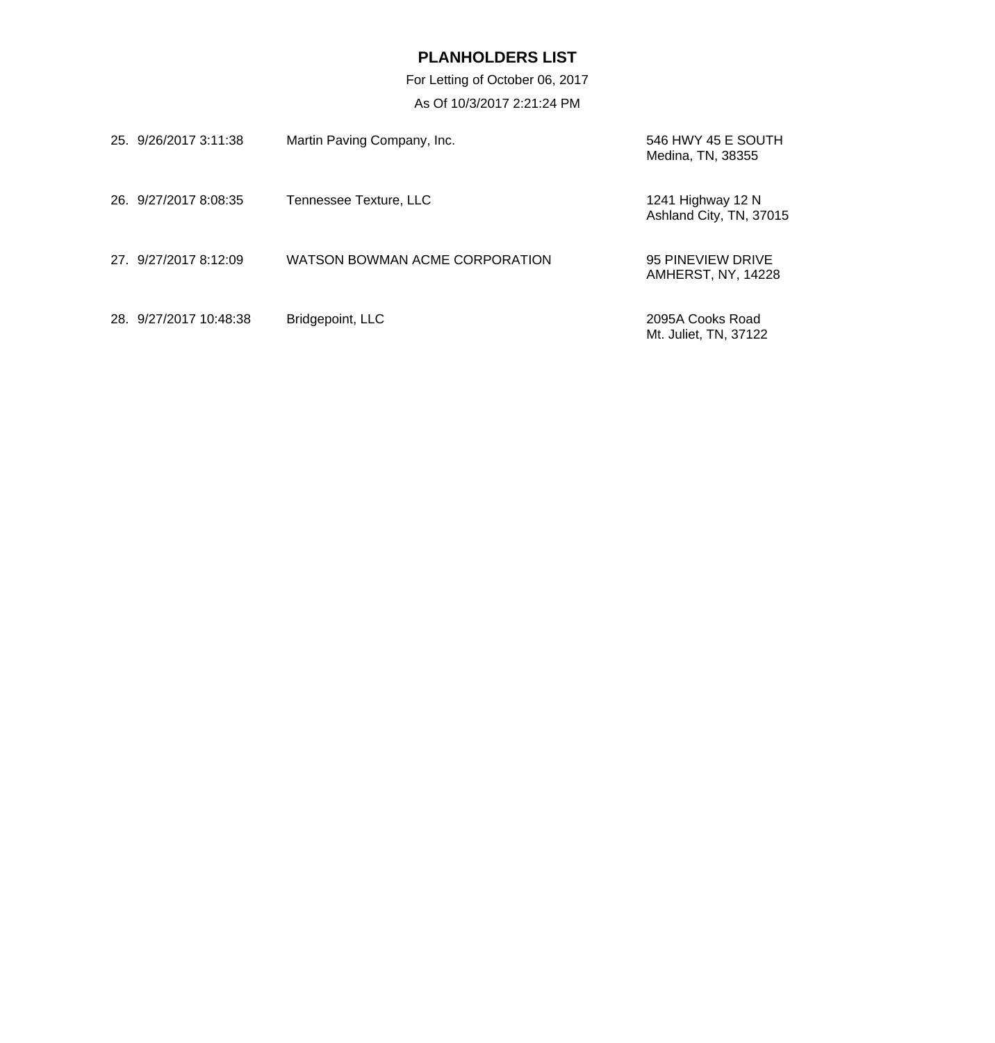**PLANHOLDERS LIST**

For Letting of October 06, 2017

As Of 10/3/2017 2:21:24 PM

| # | Date/Time | Company | Address |
|---|---|---|---|
| 25. | 9/26/2017 3:11:38 | Martin Paving Company, Inc. | 546 HWY 45 E SOUTH<br>Medina, TN, 38355 |
| 26. | 9/27/2017 8:08:35 | Tennessee Texture, LLC | 1241 Highway 12 N<br>Ashland City, TN, 37015 |
| 27. | 9/27/2017 8:12:09 | WATSON BOWMAN ACME CORPORATION | 95 PINEVIEW DRIVE<br>AMHERST, NY, 14228 |
| 28. | 9/27/2017 10:48:38 | Bridgepoint, LLC | 2095A Cooks Road<br>Mt. Juliet, TN, 37122 |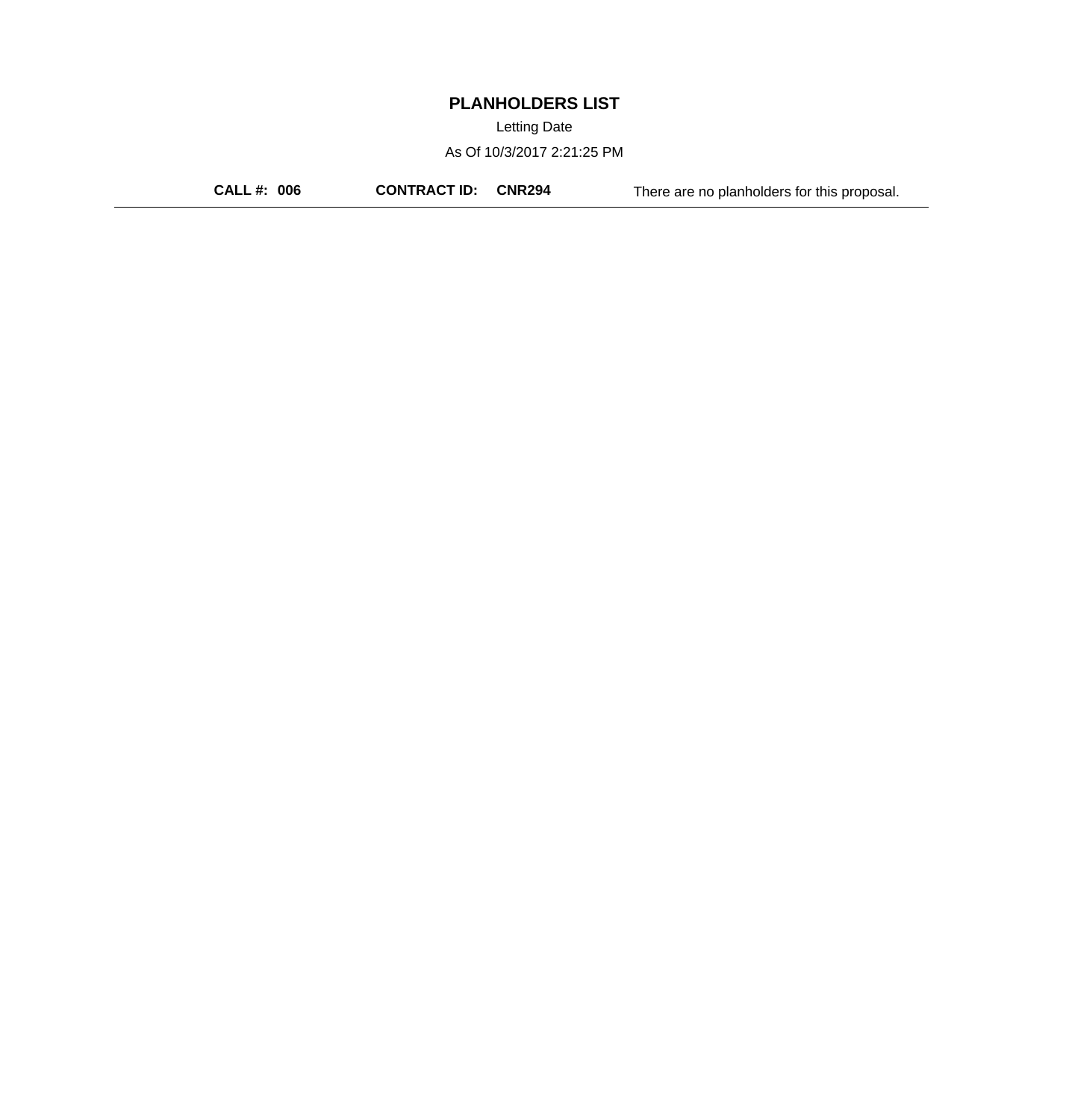# PLANHOLDERS LIST

Letting Date

As Of 10/3/2017 2:21:25 PM

**CALL #: 006** **CONTRACT ID: CNR294** There are no planholders for this proposal.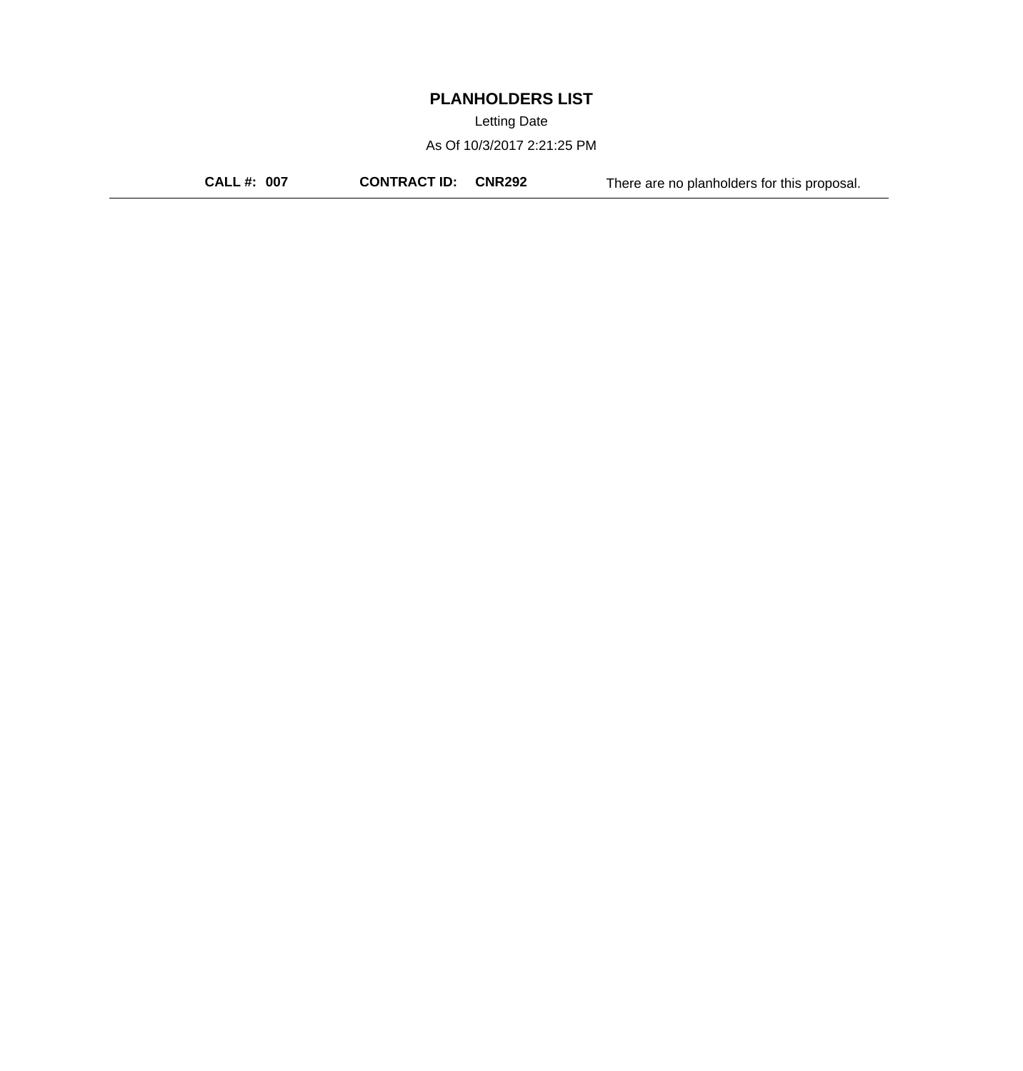# PLANHOLDERS LIST

Letting Date

As Of 10/3/2017 2:21:25 PM

**CALL #: 007** **CONTRACT ID: CNR292** There are no planholders for this proposal.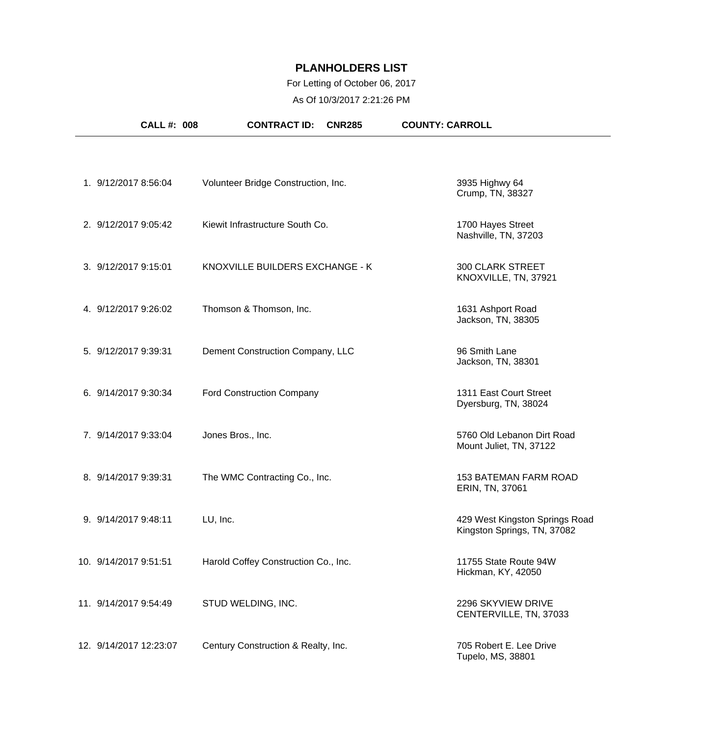# PLANHOLDERS LIST

For Letting of October 06, 2017

As Of 10/3/2017 2:21:26 PM

**CALL #: 008** **CONTRACT ID: CNR285** **COUNTY: CARROLL**

| # | Date/Time | Name | Address |
|---|---|---|---|
| 1. | 9/12/2017 8:56:04 | Volunteer Bridge Construction, Inc. | 3935 Highwy 64<br>Crump, TN, 38327 |
| 2. | 9/12/2017 9:05:42 | Kiewit Infrastructure South Co. | 1700 Hayes Street<br>Nashville, TN, 37203 |
| 3. | 9/12/2017 9:15:01 | KNOXVILLE BUILDERS EXCHANGE - K | 300 CLARK STREET<br>KNOXVILLE, TN, 37921 |
| 4. | 9/12/2017 9:26:02 | Thomson & Thomson, Inc. | 1631 Ashport Road<br>Jackson, TN, 38305 |
| 5. | 9/12/2017 9:39:31 | Dement Construction Company, LLC | 96 Smith Lane<br>Jackson, TN, 38301 |
| 6. | 9/14/2017 9:30:34 | Ford Construction Company | 1311 East Court Street<br>Dyersburg, TN, 38024 |
| 7. | 9/14/2017 9:33:04 | Jones Bros., Inc. | 5760 Old Lebanon Dirt Road<br>Mount Juliet, TN, 37122 |
| 8. | 9/14/2017 9:39:31 | The WMC Contracting Co., Inc. | 153 BATEMAN FARM ROAD<br>ERIN, TN, 37061 |
| 9. | 9/14/2017 9:48:11 | LU, Inc. | 429 West Kingston Springs Road<br>Kingston Springs, TN, 37082 |
| 10. | 9/14/2017 9:51:51 | Harold Coffey Construction Co., Inc. | 11755 State Route 94W<br>Hickman, KY, 42050 |
| 11. | 9/14/2017 9:54:49 | STUD WELDING, INC. | 2296 SKYVIEW DRIVE<br>CENTERVILLE, TN, 37033 |
| 12. | 9/14/2017 12:23:07 | Century Construction & Realty, Inc. | 705 Robert E. Lee Drive<br>Tupelo, MS, 38801 |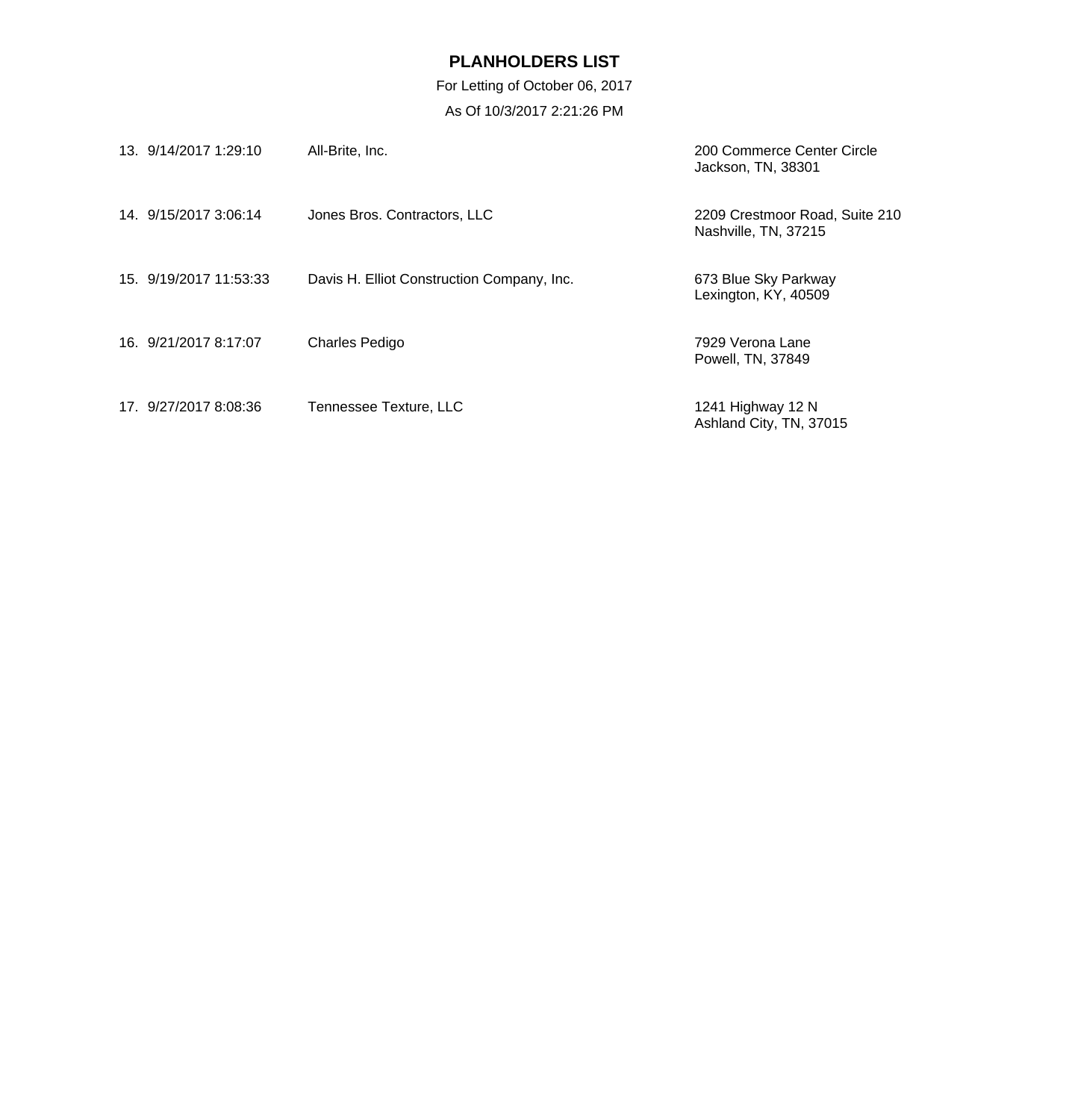## PLANHOLDERS LIST

For Letting of October 06, 2017

As Of 10/3/2017 2:21:26 PM

| # | Date/Time | Name | Address |
|---|---|---|---|
| 13. | 9/14/2017 1:29:10 | All-Brite, Inc. | 200 Commerce Center Circle<br>Jackson, TN, 38301 |
| 14. | 9/15/2017 3:06:14 | Jones Bros. Contractors, LLC | 2209 Crestmoor Road, Suite 210<br>Nashville, TN, 37215 |
| 15. | 9/19/2017 11:53:33 | Davis H. Elliot Construction Company, Inc. | 673 Blue Sky Parkway<br>Lexington, KY, 40509 |
| 16. | 9/21/2017 8:17:07 | Charles Pedigo | 7929 Verona Lane<br>Powell, TN, 37849 |
| 17. | 9/27/2017 8:08:36 | Tennessee Texture, LLC | 1241 Highway 12 N<br>Ashland City, TN, 37015 |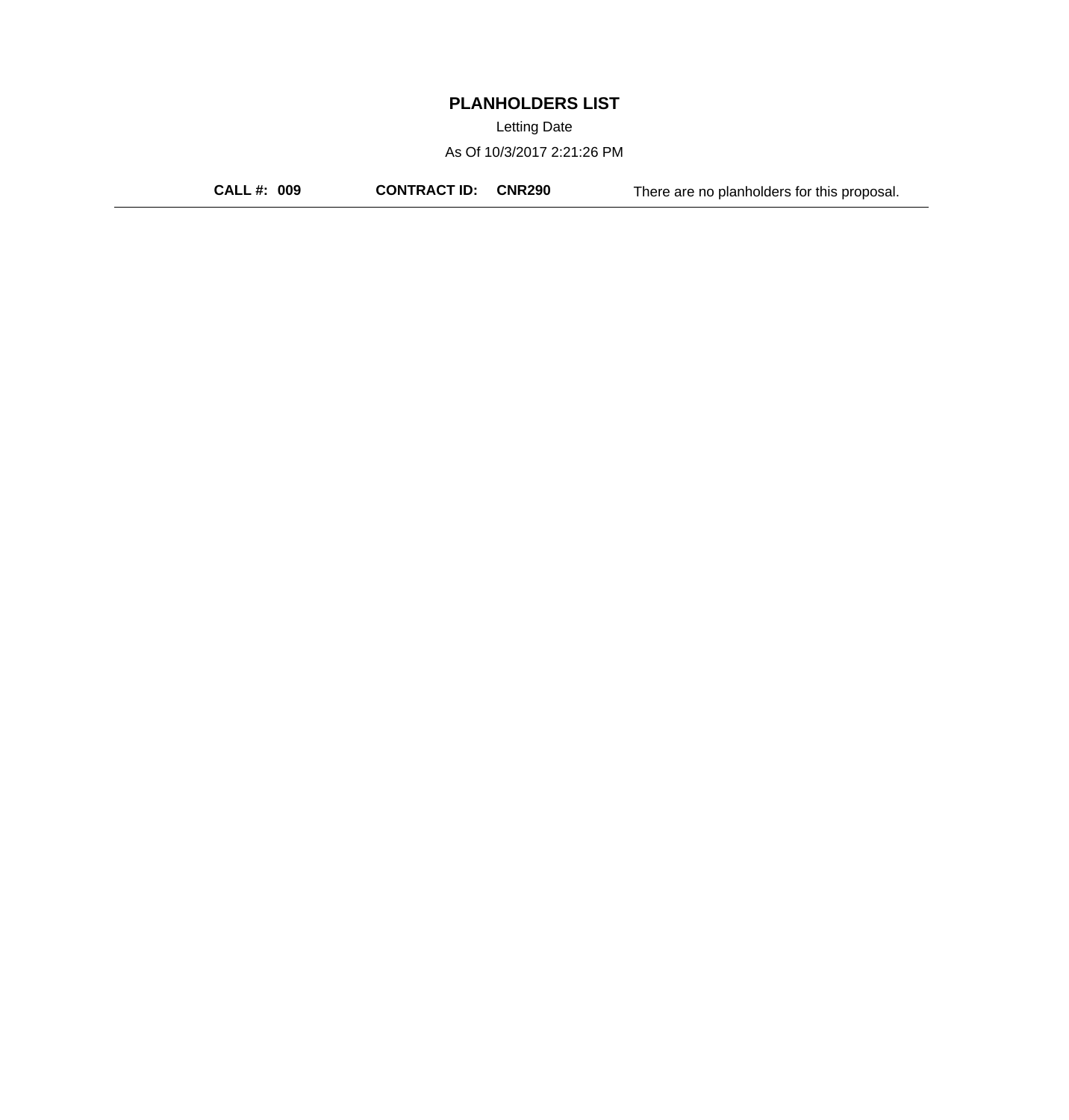# PLANHOLDERS LIST

Letting Date

As Of 10/3/2017 2:21:26 PM

**CALL #: 009** **CONTRACT ID: CNR290** There are no planholders for this proposal.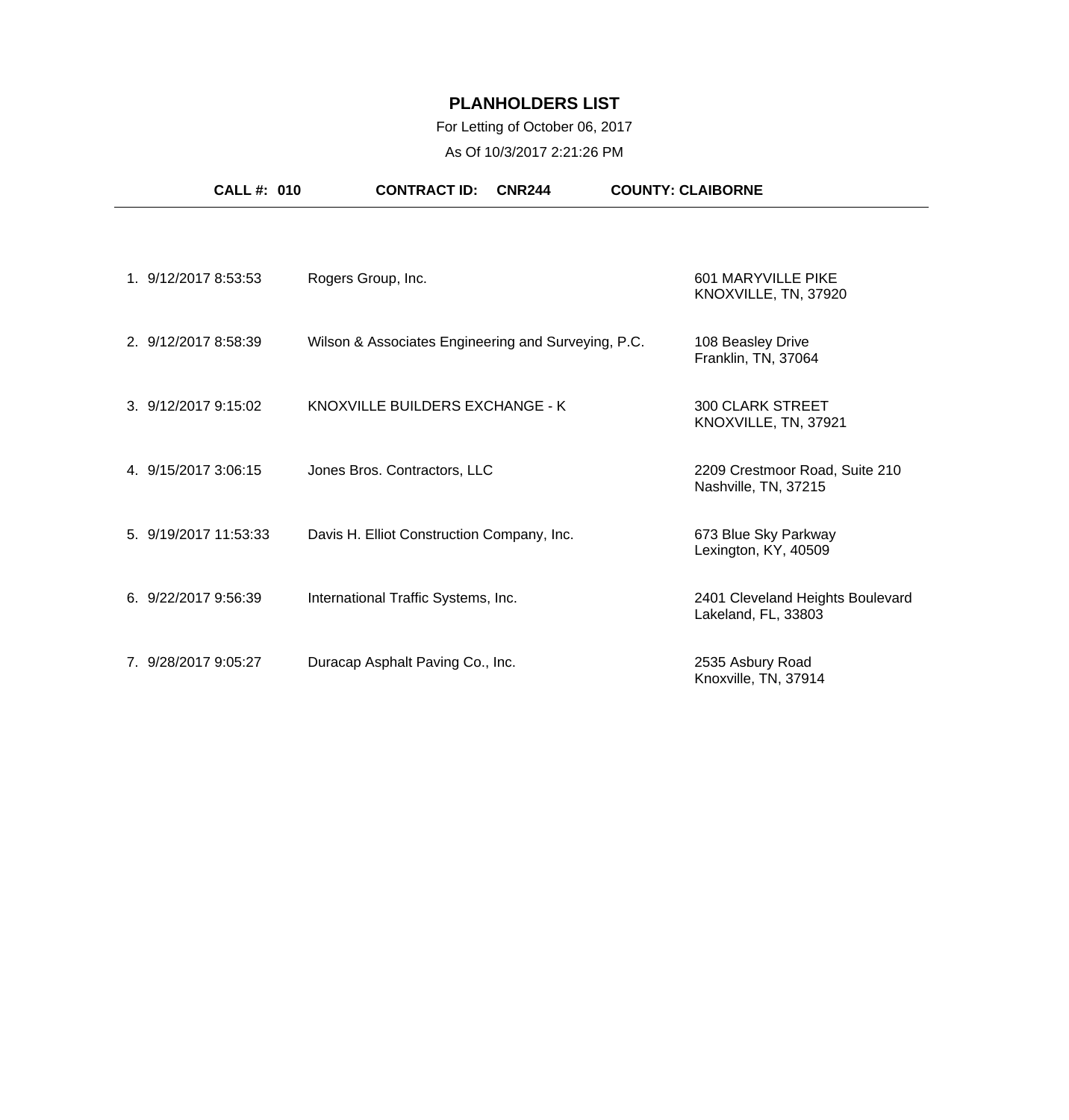# PLANHOLDERS LIST

For Letting of October 06, 2017

As Of 10/3/2017 2:21:26 PM

**CALL #: 010** **CONTRACT ID: CNR244** **COUNTY: CLAIBORNE**

| # | Date/Time | Planholder | Address |
|---|---|---|---|
| 1. | 9/12/2017 8:53:53 | Rogers Group, Inc. | 601 MARYVILLE PIKE<br>KNOXVILLE, TN, 37920 |
| 2. | 9/12/2017 8:58:39 | Wilson & Associates Engineering and Surveying, P.C. | 108 Beasley Drive<br>Franklin, TN, 37064 |
| 3. | 9/12/2017 9:15:02 | KNOXVILLE BUILDERS EXCHANGE - K | 300 CLARK STREET<br>KNOXVILLE, TN, 37921 |
| 4. | 9/15/2017 3:06:15 | Jones Bros. Contractors, LLC | 2209 Crestmoor Road, Suite 210<br>Nashville, TN, 37215 |
| 5. | 9/19/2017 11:53:33 | Davis H. Elliot Construction Company, Inc. | 673 Blue Sky Parkway<br>Lexington, KY, 40509 |
| 6. | 9/22/2017 9:56:39 | International Traffic Systems, Inc. | 2401 Cleveland Heights Boulevard<br>Lakeland, FL, 33803 |
| 7. | 9/28/2017 9:05:27 | Duracap Asphalt Paving Co., Inc. | 2535 Asbury Road<br>Knoxville, TN, 37914 |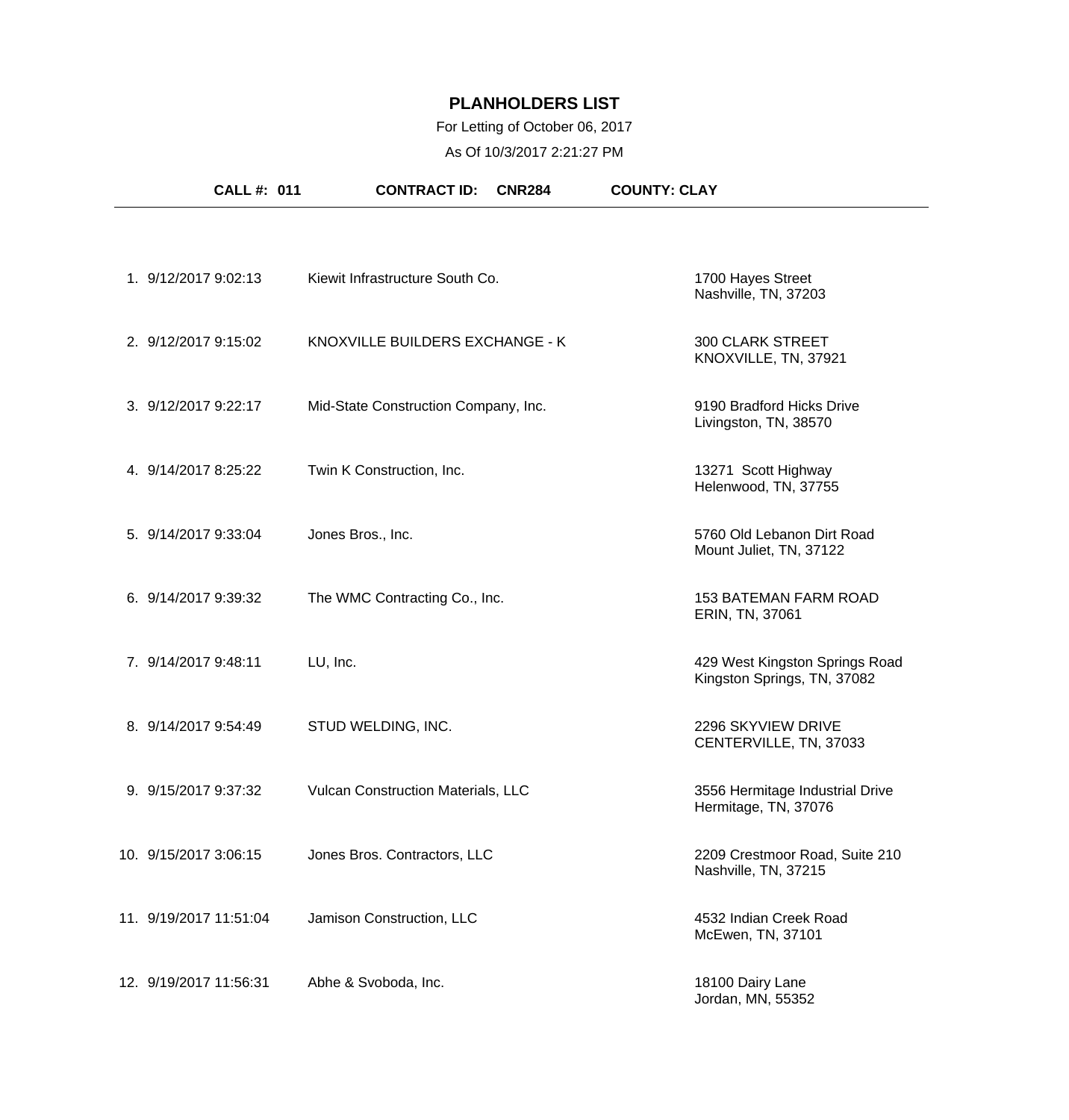# PLANHOLDERS LIST

For Letting of October 06, 2017

As Of 10/3/2017 2:21:27 PM

**CALL #: 011** **CONTRACT ID: CNR284** **COUNTY: CLAY**

| # | Date/Time | Name | Address |
|---|---|---|---|
| 1. | 9/12/2017 9:02:13 | Kiewit Infrastructure South Co. | 1700 Hayes Street<br>Nashville, TN, 37203 |
| 2. | 9/12/2017 9:15:02 | KNOXVILLE BUILDERS EXCHANGE - K | 300 CLARK STREET<br>KNOXVILLE, TN, 37921 |
| 3. | 9/12/2017 9:22:17 | Mid-State Construction Company, Inc. | 9190 Bradford Hicks Drive<br>Livingston, TN, 38570 |
| 4. | 9/14/2017 8:25:22 | Twin K Construction, Inc. | 13271 Scott Highway<br>Helenwood, TN, 37755 |
| 5. | 9/14/2017 9:33:04 | Jones Bros., Inc. | 5760 Old Lebanon Dirt Road<br>Mount Juliet, TN, 37122 |
| 6. | 9/14/2017 9:39:32 | The WMC Contracting Co., Inc. | 153 BATEMAN FARM ROAD<br>ERIN, TN, 37061 |
| 7. | 9/14/2017 9:48:11 | LU, Inc. | 429 West Kingston Springs Road<br>Kingston Springs, TN, 37082 |
| 8. | 9/14/2017 9:54:49 | STUD WELDING, INC. | 2296 SKYVIEW DRIVE<br>CENTERVILLE, TN, 37033 |
| 9. | 9/15/2017 9:37:32 | Vulcan Construction Materials, LLC | 3556 Hermitage Industrial Drive<br>Hermitage, TN, 37076 |
| 10. | 9/15/2017 3:06:15 | Jones Bros. Contractors, LLC | 2209 Crestmoor Road, Suite 210<br>Nashville, TN, 37215 |
| 11. | 9/19/2017 11:51:04 | Jamison Construction, LLC | 4532 Indian Creek Road<br>McEwen, TN, 37101 |
| 12. | 9/19/2017 11:56:31 | Abhe & Svoboda, Inc. | 18100 Dairy Lane<br>Jordan, MN, 55352 |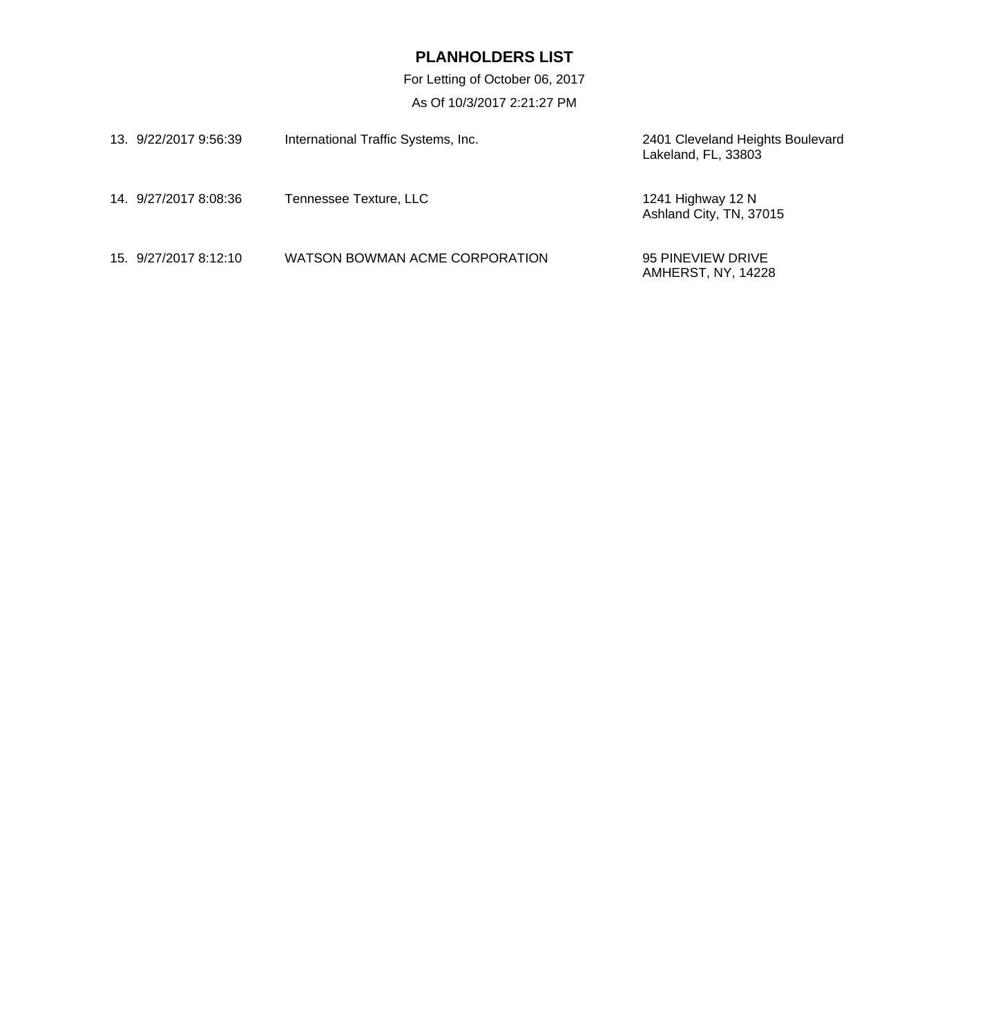**PLANHOLDERS LIST**

For Letting of October 06, 2017

As Of 10/3/2017 2:21:27 PM

| # | Date/Time | Company | Address |
|---|---|---|---|
| 13. | 9/22/2017 9:56:39 | International Traffic Systems, Inc. | 2401 Cleveland Heights Boulevard Lakeland, FL, 33803 |
| 14. | 9/27/2017 8:08:36 | Tennessee Texture, LLC | 1241 Highway 12 N Ashland City, TN, 37015 |
| 15. | 9/27/2017 8:12:10 | WATSON BOWMAN ACME CORPORATION | 95 PINEVIEW DRIVE AMHERST, NY, 14228 |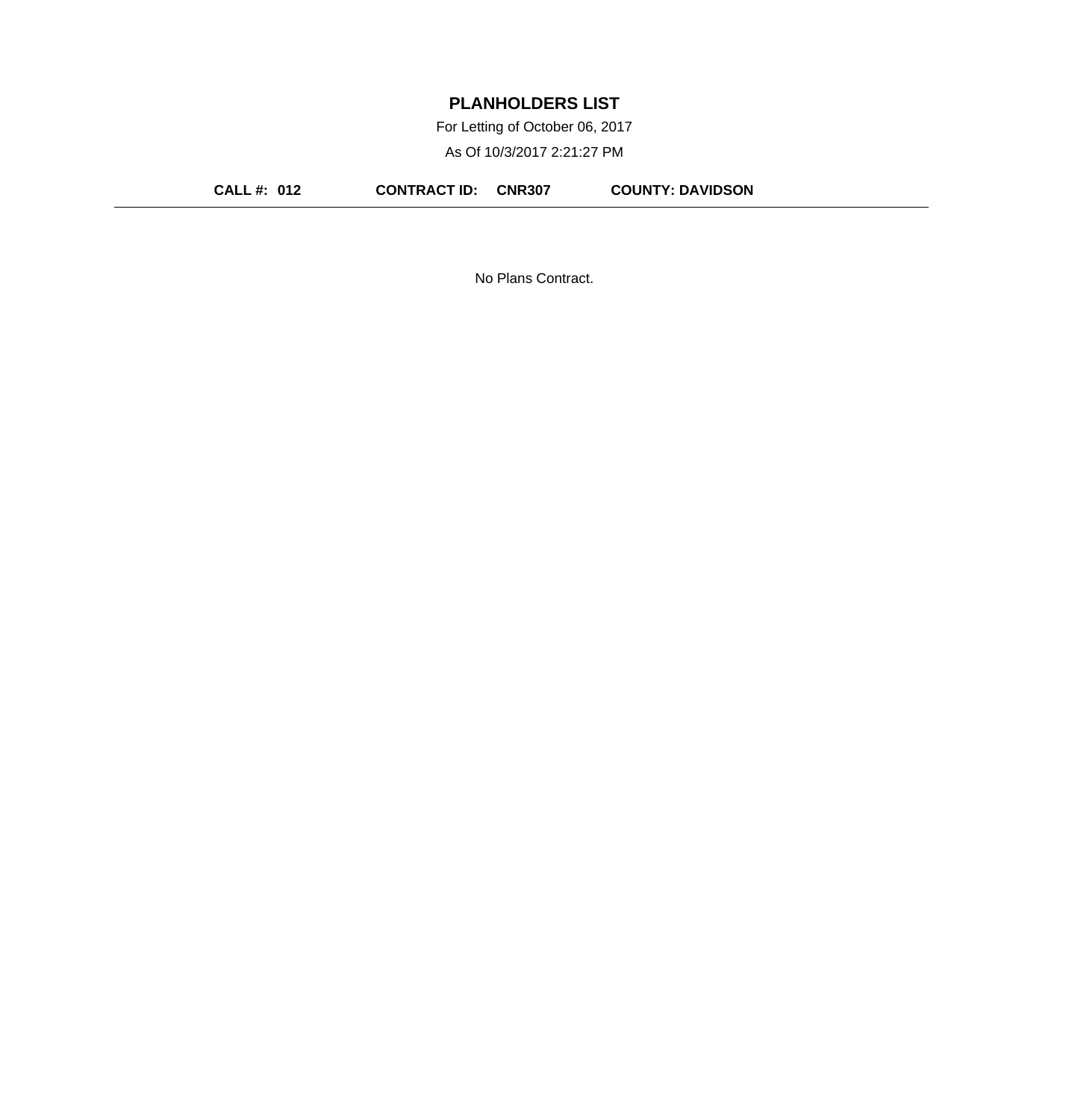# PLANHOLDERS LIST

For Letting of October 06, 2017

As Of 10/3/2017 2:21:27 PM

**CALL #: 012** **CONTRACT ID: CNR307** **COUNTY: DAVIDSON**

---

No Plans Contract.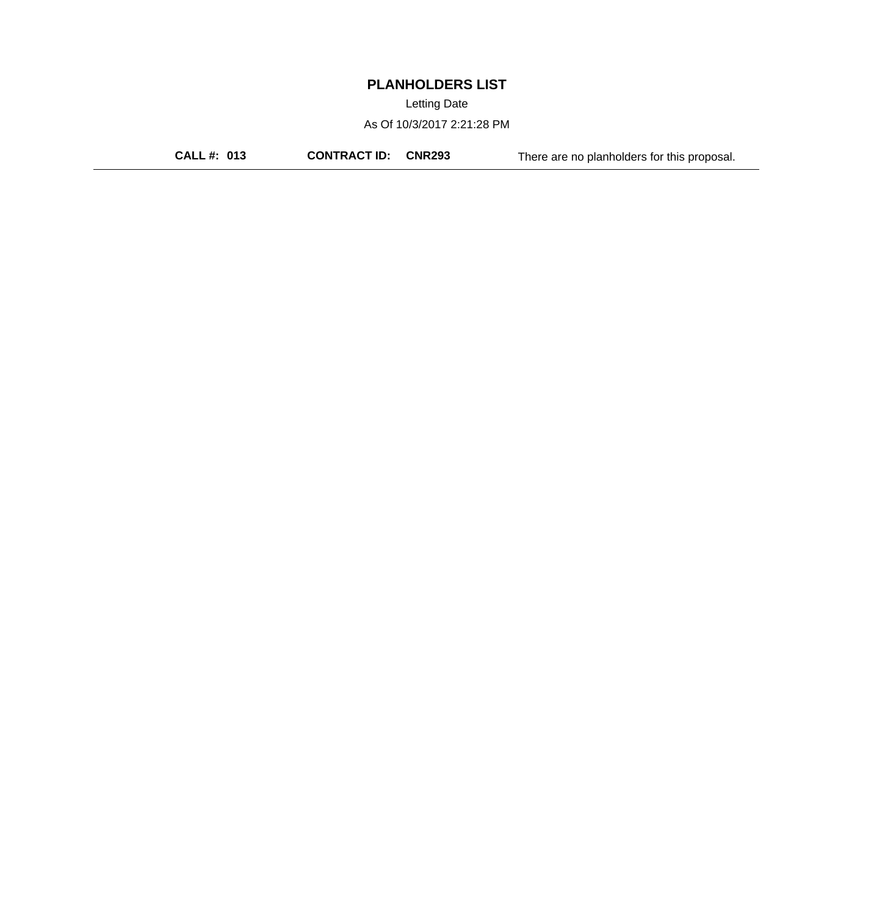# PLANHOLDERS LIST

Letting Date

As Of 10/3/2017 2:21:28 PM

**CALL #: 013** **CONTRACT ID: CNR293** There are no planholders for this proposal.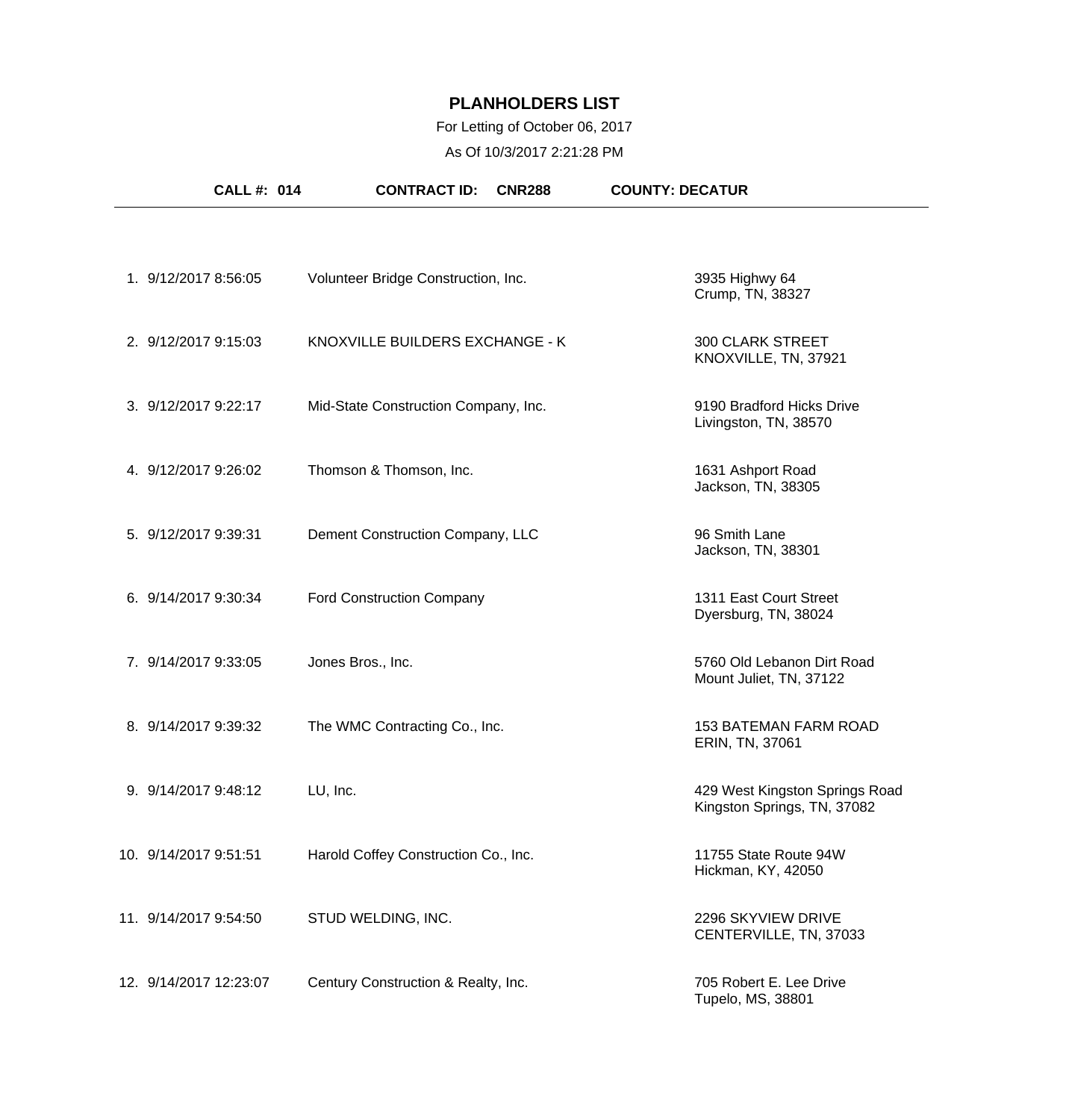# PLANHOLDERS LIST

For Letting of October 06, 2017

As Of 10/3/2017 2:21:28 PM

**CALL #: 014** **CONTRACT ID: CNR288** **COUNTY: DECATUR**

| # | Date/Time | Company | Address |
|---|---|---|---|
| 1. | 9/12/2017 8:56:05 | Volunteer Bridge Construction, Inc. | 3935 Highwy 64<br>Crump, TN, 38327 |
| 2. | 9/12/2017 9:15:03 | KNOXVILLE BUILDERS EXCHANGE - K | 300 CLARK STREET<br>KNOXVILLE, TN, 37921 |
| 3. | 9/12/2017 9:22:17 | Mid-State Construction Company, Inc. | 9190 Bradford Hicks Drive<br>Livingston, TN, 38570 |
| 4. | 9/12/2017 9:26:02 | Thomson & Thomson, Inc. | 1631 Ashport Road<br>Jackson, TN, 38305 |
| 5. | 9/12/2017 9:39:31 | Dement Construction Company, LLC | 96 Smith Lane<br>Jackson, TN, 38301 |
| 6. | 9/14/2017 9:30:34 | Ford Construction Company | 1311 East Court Street<br>Dyersburg, TN, 38024 |
| 7. | 9/14/2017 9:33:05 | Jones Bros., Inc. | 5760 Old Lebanon Dirt Road<br>Mount Juliet, TN, 37122 |
| 8. | 9/14/2017 9:39:32 | The WMC Contracting Co., Inc. | 153 BATEMAN FARM ROAD<br>ERIN, TN, 37061 |
| 9. | 9/14/2017 9:48:12 | LU, Inc. | 429 West Kingston Springs Road<br>Kingston Springs, TN, 37082 |
| 10. | 9/14/2017 9:51:51 | Harold Coffey Construction Co., Inc. | 11755 State Route 94W<br>Hickman, KY, 42050 |
| 11. | 9/14/2017 9:54:50 | STUD WELDING, INC. | 2296 SKYVIEW DRIVE<br>CENTERVILLE, TN, 37033 |
| 12. | 9/14/2017 12:23:07 | Century Construction & Realty, Inc. | 705 Robert E. Lee Drive<br>Tupelo, MS, 38801 |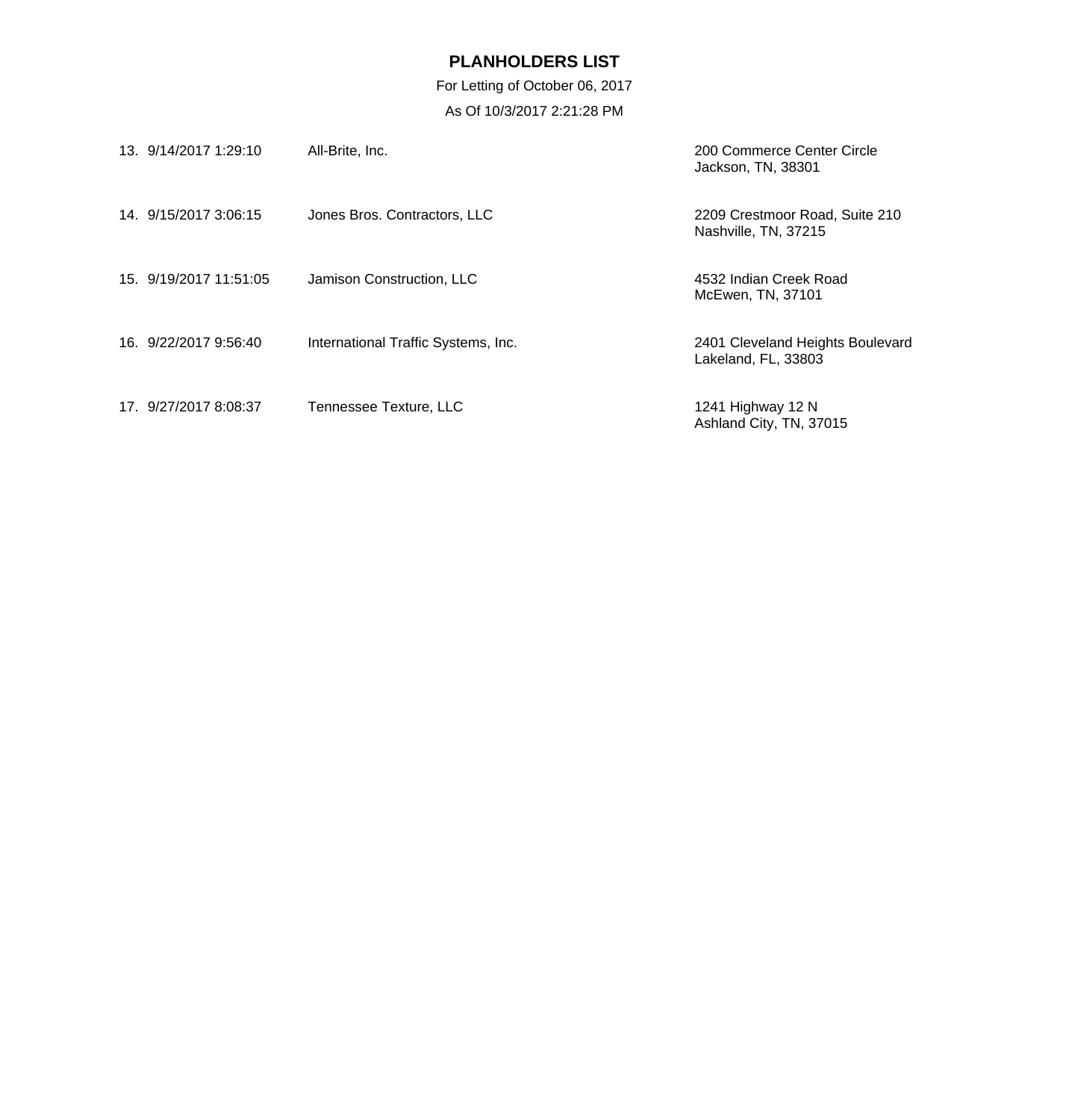# PLANHOLDERS LIST

For Letting of October 06, 2017

As Of 10/3/2017 2:21:28 PM

| # | Date/Time | Company | Address |
|---|---|---|---|
| 13. | 9/14/2017 1:29:10 | All-Brite, Inc. | 200 Commerce Center Circle<br>Jackson, TN, 38301 |
| 14. | 9/15/2017 3:06:15 | Jones Bros. Contractors, LLC | 2209 Crestmoor Road, Suite 210<br>Nashville, TN, 37215 |
| 15. | 9/19/2017 11:51:05 | Jamison Construction, LLC | 4532 Indian Creek Road<br>McEwen, TN, 37101 |
| 16. | 9/22/2017 9:56:40 | International Traffic Systems, Inc. | 2401 Cleveland Heights Boulevard<br>Lakeland, FL, 33803 |
| 17. | 9/27/2017 8:08:37 | Tennessee Texture, LLC | 1241 Highway 12 N<br>Ashland City, TN, 37015 |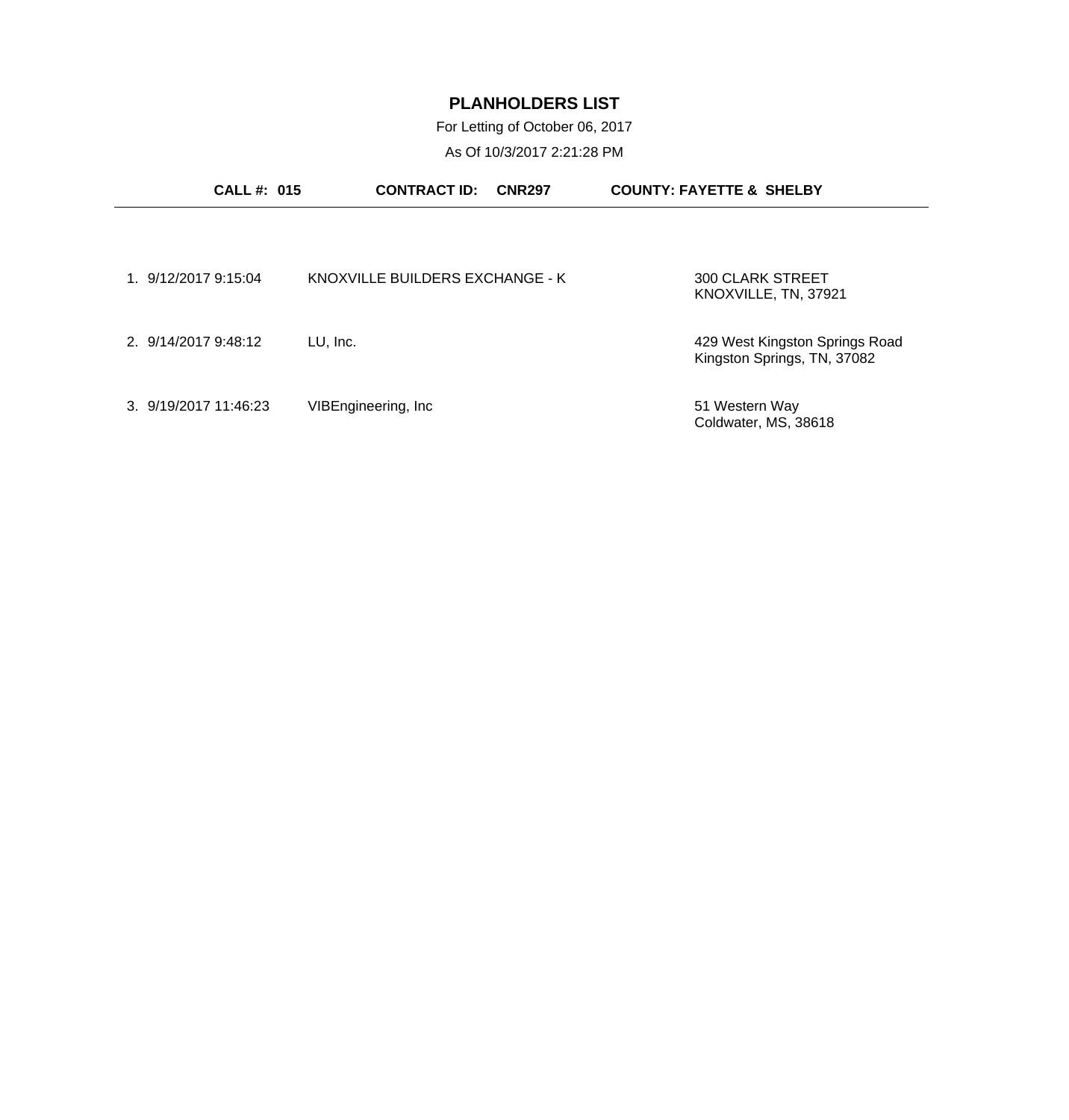# PLANHOLDERS LIST

For Letting of October 06, 2017

As Of 10/3/2017 2:21:28 PM

**CALL #: 015** **CONTRACT ID: CNR297** **COUNTY: FAYETTE & SHELBY**

| # | Date/Time | Name | Address |
|---|---|---|---|
| 1. | 9/12/2017 9:15:04 | KNOXVILLE BUILDERS EXCHANGE - K | 300 CLARK STREET<br>KNOXVILLE, TN, 37921 |
| 2. | 9/14/2017 9:48:12 | LU, Inc. | 429 West Kingston Springs Road<br>Kingston Springs, TN, 37082 |
| 3. | 9/19/2017 11:46:23 | VIBEngineering, Inc | 51 Western Way<br>Coldwater, MS, 38618 |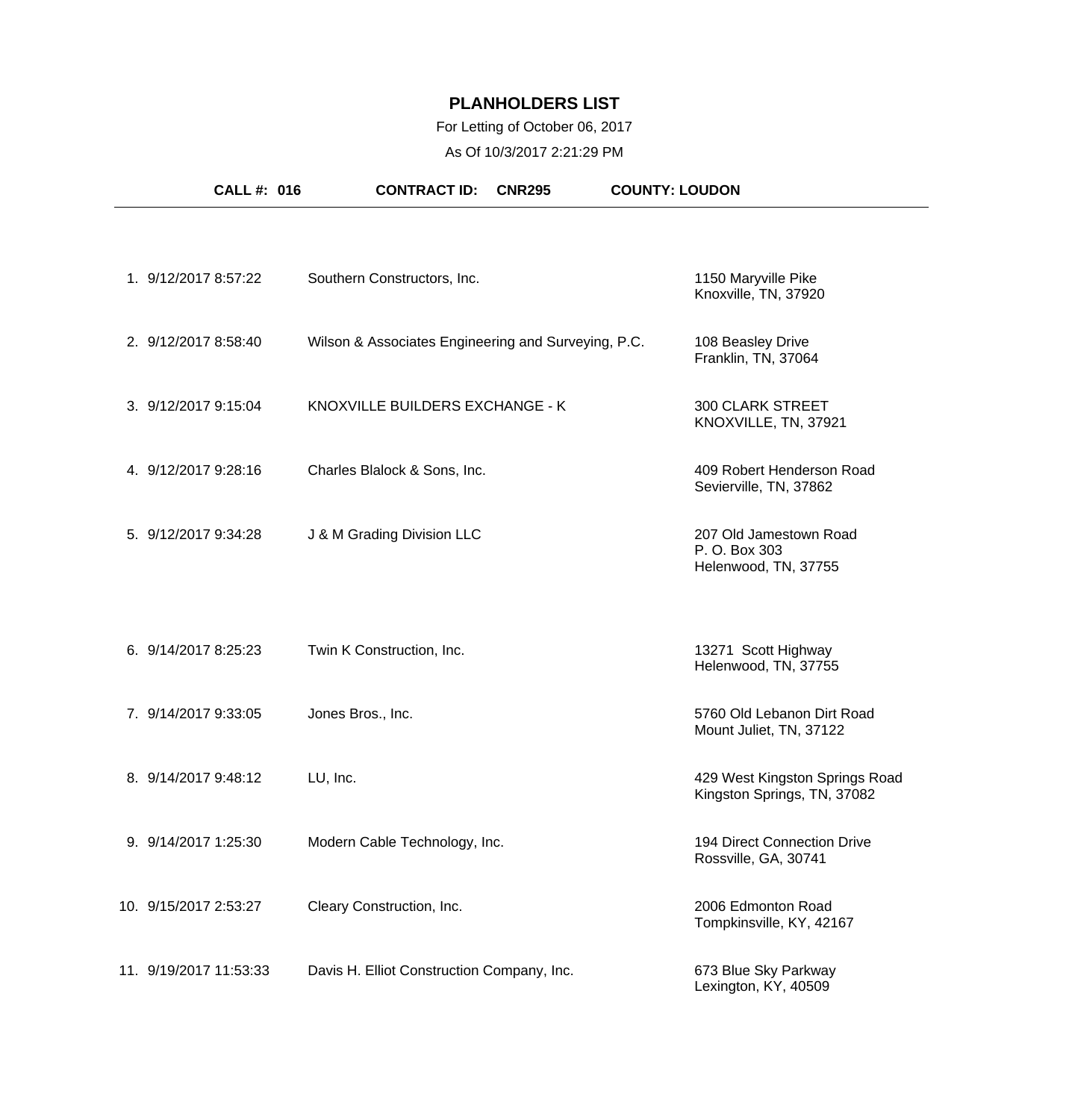# PLANHOLDERS LIST

For Letting of October 06, 2017

As Of 10/3/2017 2:21:29 PM

**CALL #: 016** **CONTRACT ID: CNR295** **COUNTY: LOUDON**

---

| # | Date/Time | Company | Address |
|---|---|---|---|
| 1. | 9/12/2017 8:57:22 | Southern Constructors, Inc. | 1150 Maryville Pike<br>Knoxville, TN, 37920 |
| 2. | 9/12/2017 8:58:40 | Wilson & Associates Engineering and Surveying, P.C. | 108 Beasley Drive<br>Franklin, TN, 37064 |
| 3. | 9/12/2017 9:15:04 | KNOXVILLE BUILDERS EXCHANGE - K | 300 CLARK STREET<br>KNOXVILLE, TN, 37921 |
| 4. | 9/12/2017 9:28:16 | Charles Blalock & Sons, Inc. | 409 Robert Henderson Road<br>Sevierville, TN, 37862 |
| 5. | 9/12/2017 9:34:28 | J & M Grading Division LLC | 207 Old Jamestown Road<br>P. O. Box 303<br>Helenwood, TN, 37755 |
| 6. | 9/14/2017 8:25:23 | Twin K Construction, Inc. | 13271 Scott Highway<br>Helenwood, TN, 37755 |
| 7. | 9/14/2017 9:33:05 | Jones Bros., Inc. | 5760 Old Lebanon Dirt Road<br>Mount Juliet, TN, 37122 |
| 8. | 9/14/2017 9:48:12 | LU, Inc. | 429 West Kingston Springs Road<br>Kingston Springs, TN, 37082 |
| 9. | 9/14/2017 1:25:30 | Modern Cable Technology, Inc. | 194 Direct Connection Drive<br>Rossville, GA, 30741 |
| 10. | 9/15/2017 2:53:27 | Cleary Construction, Inc. | 2006 Edmonton Road<br>Tompkinsville, KY, 42167 |
| 11. | 9/19/2017 11:53:33 | Davis H. Elliot Construction Company, Inc. | 673 Blue Sky Parkway<br>Lexington, KY, 40509 |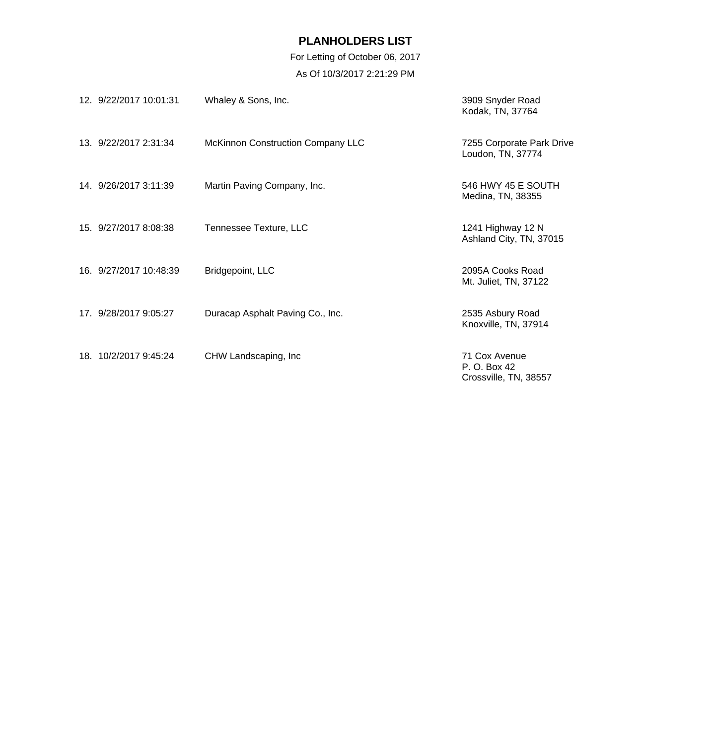## PLANHOLDERS LIST

For Letting of October 06, 2017

As Of 10/3/2017 2:21:29 PM

| No. | Date/Time | Company | Address |
|---|---|---|---|
| 12. | 9/22/2017 10:01:31 | Whaley & Sons, Inc. | 3909 Snyder Road<br>Kodak, TN, 37764 |
| 13. | 9/22/2017 2:31:34 | McKinnon Construction Company LLC | 7255 Corporate Park Drive<br>Loudon, TN, 37774 |
| 14. | 9/26/2017 3:11:39 | Martin Paving Company, Inc. | 546 HWY 45 E SOUTH<br>Medina, TN, 38355 |
| 15. | 9/27/2017 8:08:38 | Tennessee Texture, LLC | 1241 Highway 12 N<br>Ashland City, TN, 37015 |
| 16. | 9/27/2017 10:48:39 | Bridgepoint, LLC | 2095A Cooks Road<br>Mt. Juliet, TN, 37122 |
| 17. | 9/28/2017 9:05:27 | Duracap Asphalt Paving Co., Inc. | 2535 Asbury Road<br>Knoxville, TN, 37914 |
| 18. | 10/2/2017 9:45:24 | CHW Landscaping, Inc | 71 Cox Avenue<br>P. O. Box 42<br>Crossville, TN, 38557 |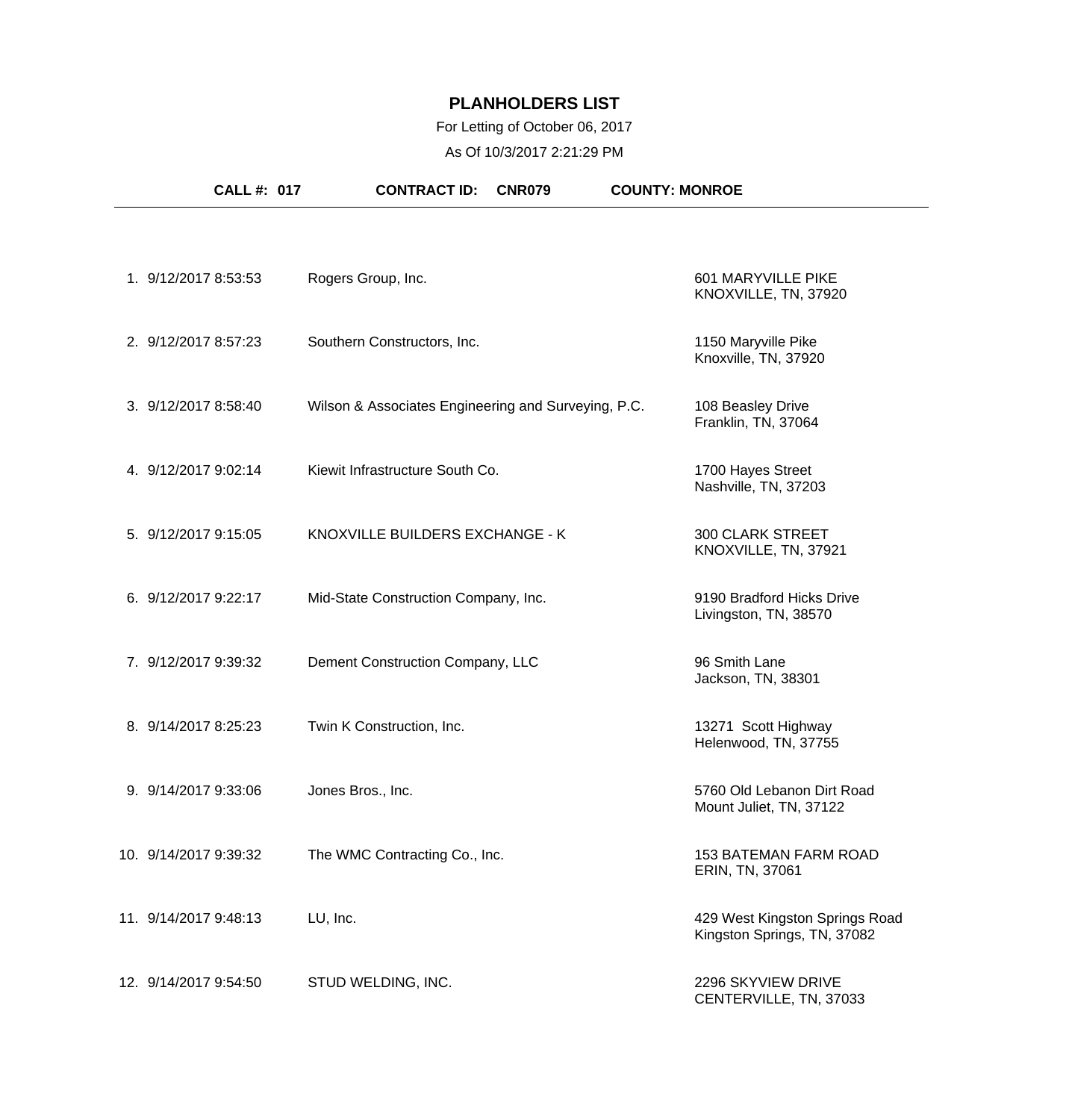# PLANHOLDERS LIST

For Letting of October 06, 2017

As Of 10/3/2017 2:21:29 PM

**CALL #: 017** **CONTRACT ID: CNR079** **COUNTY: MONROE**

| # | Date/Time | Company | Address |
|---|---|---|---|
| 1. | 9/12/2017 8:53:53 | Rogers Group, Inc. | 601 MARYVILLE PIKE<br>KNOXVILLE, TN, 37920 |
| 2. | 9/12/2017 8:57:23 | Southern Constructors, Inc. | 1150 Maryville Pike<br>Knoxville, TN, 37920 |
| 3. | 9/12/2017 8:58:40 | Wilson & Associates Engineering and Surveying, P.C. | 108 Beasley Drive<br>Franklin, TN, 37064 |
| 4. | 9/12/2017 9:02:14 | Kiewit Infrastructure South Co. | 1700 Hayes Street<br>Nashville, TN, 37203 |
| 5. | 9/12/2017 9:15:05 | KNOXVILLE BUILDERS EXCHANGE - K | 300 CLARK STREET<br>KNOXVILLE, TN, 37921 |
| 6. | 9/12/2017 9:22:17 | Mid-State Construction Company, Inc. | 9190 Bradford Hicks Drive<br>Livingston, TN, 38570 |
| 7. | 9/12/2017 9:39:32 | Dement Construction Company, LLC | 96 Smith Lane<br>Jackson, TN, 38301 |
| 8. | 9/14/2017 8:25:23 | Twin K Construction, Inc. | 13271 Scott Highway<br>Helenwood, TN, 37755 |
| 9. | 9/14/2017 9:33:06 | Jones Bros., Inc. | 5760 Old Lebanon Dirt Road<br>Mount Juliet, TN, 37122 |
| 10. | 9/14/2017 9:39:32 | The WMC Contracting Co., Inc. | 153 BATEMAN FARM ROAD<br>ERIN, TN, 37061 |
| 11. | 9/14/2017 9:48:13 | LU, Inc. | 429 West Kingston Springs Road<br>Kingston Springs, TN, 37082 |
| 12. | 9/14/2017 9:54:50 | STUD WELDING, INC. | 2296 SKYVIEW DRIVE<br>CENTERVILLE, TN, 37033 |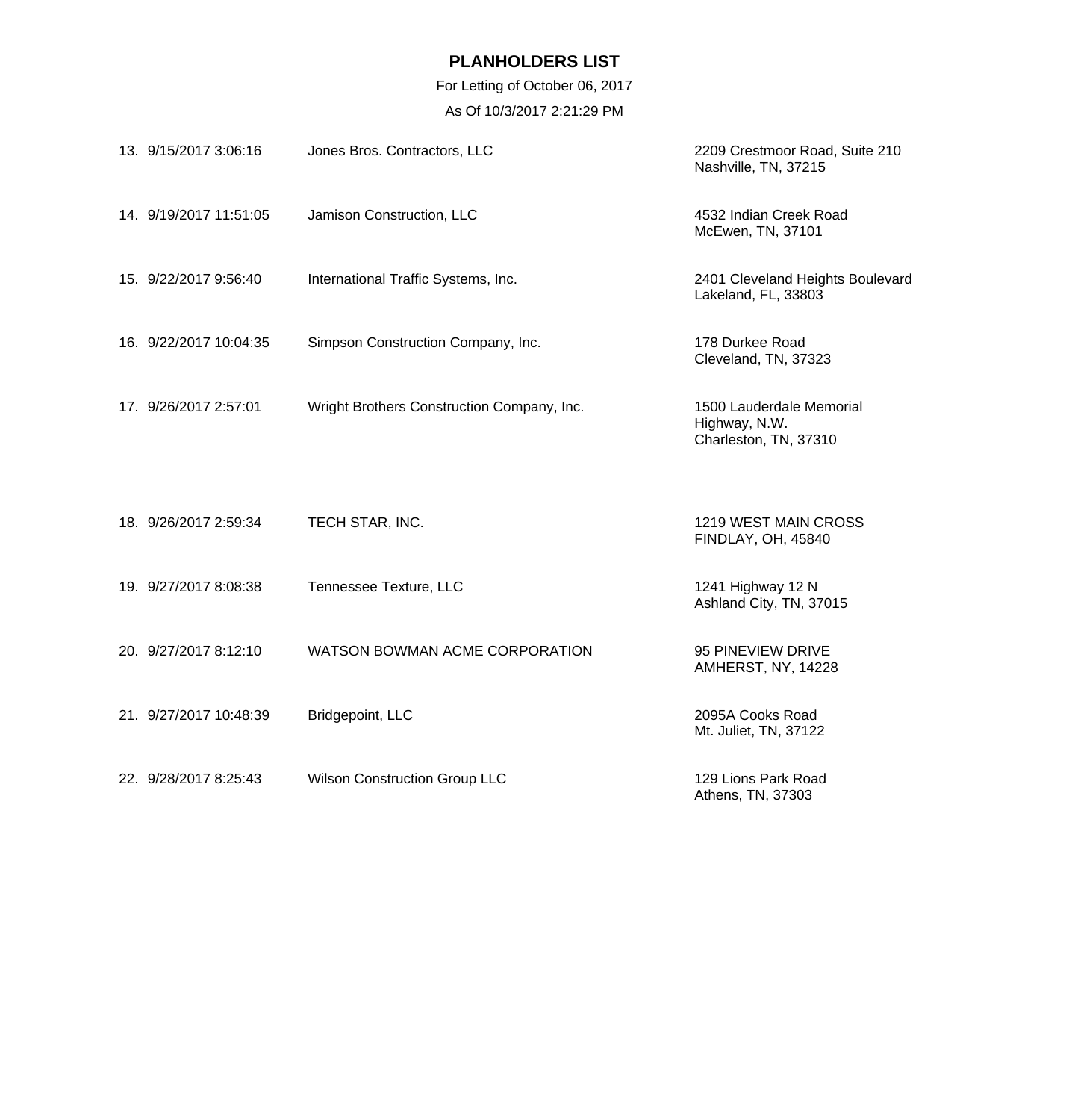# PLANHOLDERS LIST

For Letting of October 06, 2017

As Of 10/3/2017 2:21:29 PM

| No. | Date/Time | Name | Address |
|---|---|---|---|
| 13. | 9/15/2017 3:06:16 | Jones Bros. Contractors, LLC | 2209 Crestmoor Road, Suite 210<br>Nashville, TN, 37215 |
| 14. | 9/19/2017 11:51:05 | Jamison Construction, LLC | 4532 Indian Creek Road<br>McEwen, TN, 37101 |
| 15. | 9/22/2017 9:56:40 | International Traffic Systems, Inc. | 2401 Cleveland Heights Boulevard<br>Lakeland, FL, 33803 |
| 16. | 9/22/2017 10:04:35 | Simpson Construction Company, Inc. | 178 Durkee Road<br>Cleveland, TN, 37323 |
| 17. | 9/26/2017 2:57:01 | Wright Brothers Construction Company, Inc. | 1500 Lauderdale Memorial Highway, N.W.<br>Charleston, TN, 37310 |
| 18. | 9/26/2017 2:59:34 | TECH STAR, INC. | 1219 WEST MAIN CROSS<br>FINDLAY, OH, 45840 |
| 19. | 9/27/2017 8:08:38 | Tennessee Texture, LLC | 1241 Highway 12 N<br>Ashland City, TN, 37015 |
| 20. | 9/27/2017 8:12:10 | WATSON BOWMAN ACME CORPORATION | 95 PINEVIEW DRIVE<br>AMHERST, NY, 14228 |
| 21. | 9/27/2017 10:48:39 | Bridgepoint, LLC | 2095A Cooks Road<br>Mt. Juliet, TN, 37122 |
| 22. | 9/28/2017 8:25:43 | Wilson Construction Group LLC | 129 Lions Park Road<br>Athens, TN, 37303 |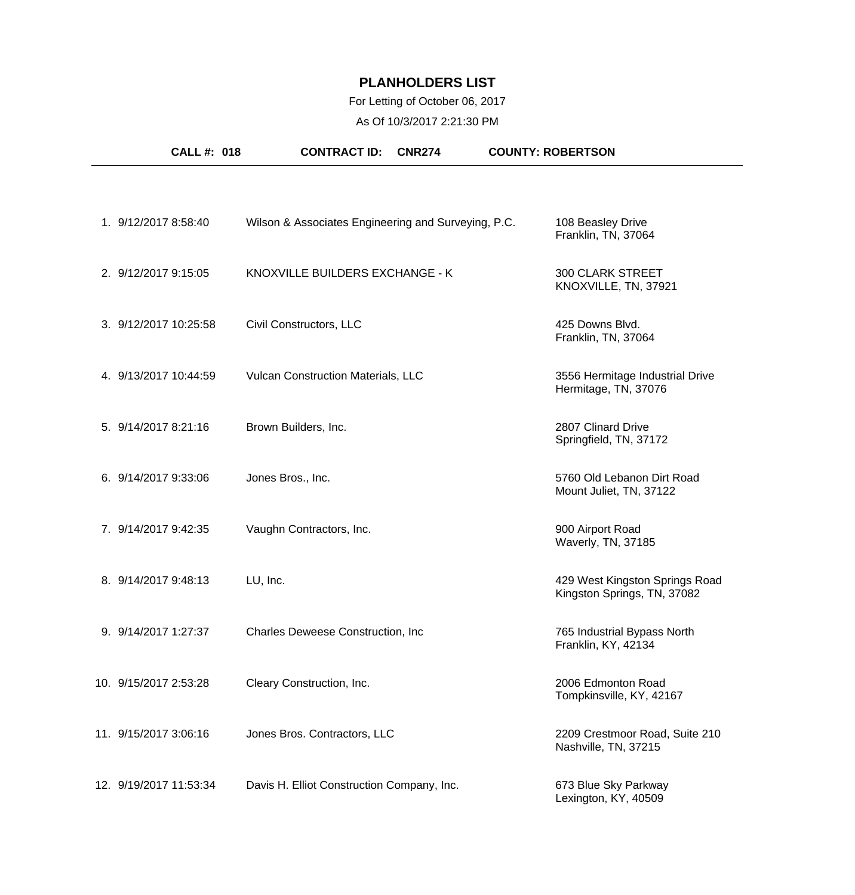# PLANHOLDERS LIST

For Letting of October 06, 2017

As Of 10/3/2017 2:21:30 PM

**CALL #: 018** **CONTRACT ID: CNR274** **COUNTY: ROBERTSON**

| # | Date/Time | Name | Address |
|---|---|---|---|
| 1. | 9/12/2017 8:58:40 | Wilson & Associates Engineering and Surveying, P.C. | 108 Beasley Drive<br>Franklin, TN, 37064 |
| 2. | 9/12/2017 9:15:05 | KNOXVILLE BUILDERS EXCHANGE - K | 300 CLARK STREET<br>KNOXVILLE, TN, 37921 |
| 3. | 9/12/2017 10:25:58 | Civil Constructors, LLC | 425 Downs Blvd.<br>Franklin, TN, 37064 |
| 4. | 9/13/2017 10:44:59 | Vulcan Construction Materials, LLC | 3556 Hermitage Industrial Drive<br>Hermitage, TN, 37076 |
| 5. | 9/14/2017 8:21:16 | Brown Builders, Inc. | 2807 Clinard Drive<br>Springfield, TN, 37172 |
| 6. | 9/14/2017 9:33:06 | Jones Bros., Inc. | 5760 Old Lebanon Dirt Road<br>Mount Juliet, TN, 37122 |
| 7. | 9/14/2017 9:42:35 | Vaughn Contractors, Inc. | 900 Airport Road<br>Waverly, TN, 37185 |
| 8. | 9/14/2017 9:48:13 | LU, Inc. | 429 West Kingston Springs Road<br>Kingston Springs, TN, 37082 |
| 9. | 9/14/2017 1:27:37 | Charles Deweese Construction, Inc | 765 Industrial Bypass North<br>Franklin, KY, 42134 |
| 10. | 9/15/2017 2:53:28 | Cleary Construction, Inc. | 2006 Edmonton Road<br>Tompkinsville, KY, 42167 |
| 11. | 9/15/2017 3:06:16 | Jones Bros. Contractors, LLC | 2209 Crestmoor Road, Suite 210<br>Nashville, TN, 37215 |
| 12. | 9/19/2017 11:53:34 | Davis H. Elliot Construction Company, Inc. | 673 Blue Sky Parkway<br>Lexington, KY, 40509 |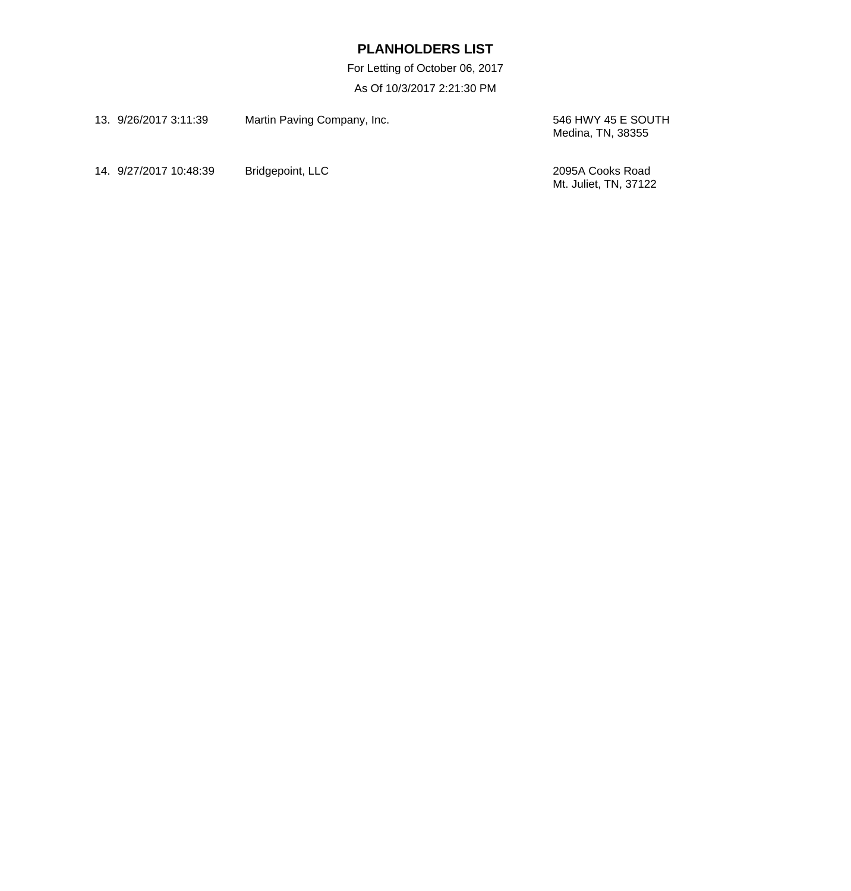# PLANHOLDERS LIST

For Letting of October 06, 2017

As Of 10/3/2017 2:21:30 PM

| No. | Date/Time | Company | Address |
|---|---|---|---|
| 13. | 9/26/2017 3:11:39 | Martin Paving Company, Inc. | 546 HWY 45 E SOUTH<br>Medina, TN, 38355 |
| 14. | 9/27/2017 10:48:39 | Bridgepoint, LLC | 2095A Cooks Road<br>Mt. Juliet, TN, 37122 |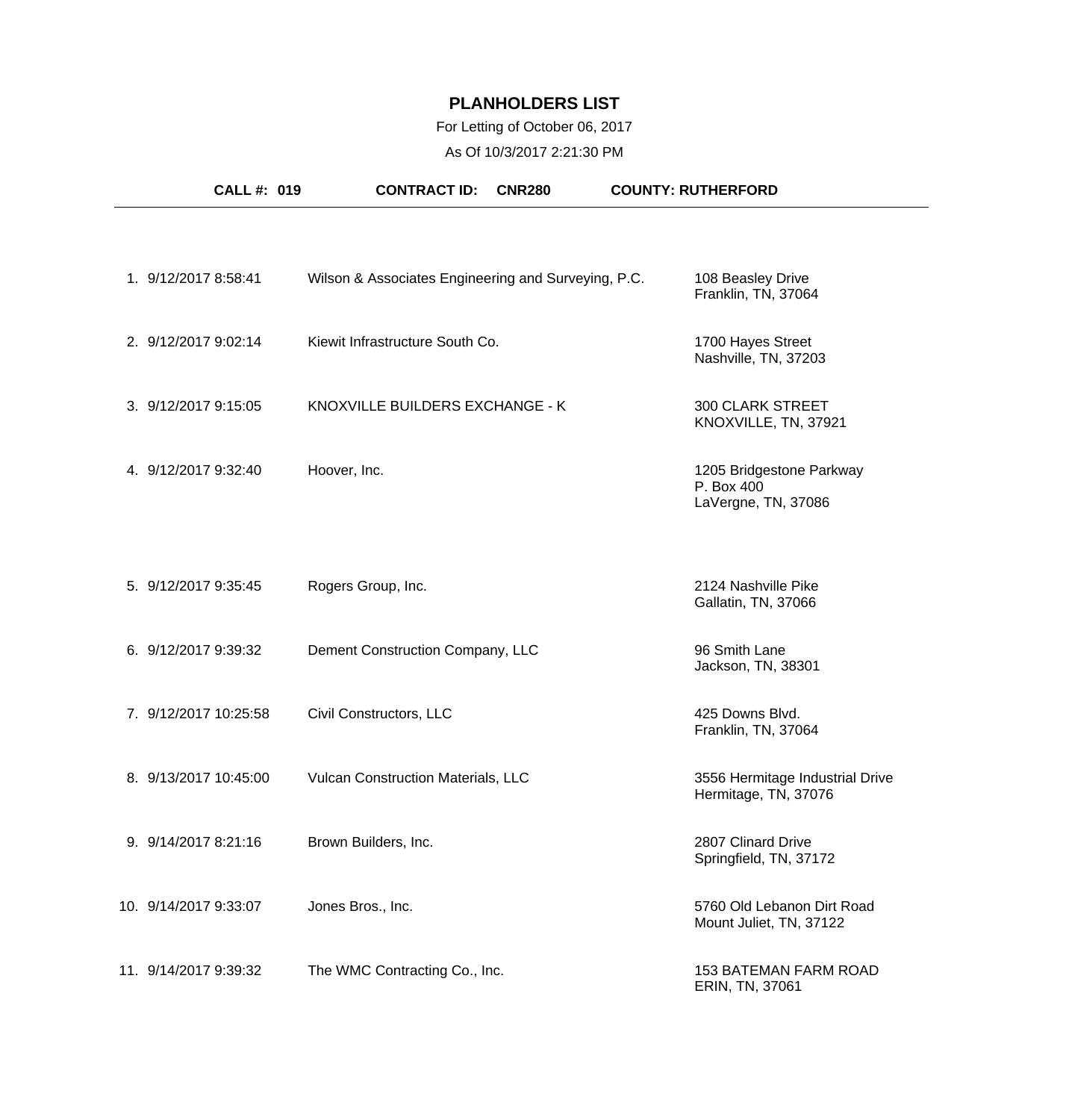# PLANHOLDERS LIST

For Letting of October 06, 2017

As Of 10/3/2017 2:21:30 PM

**CALL #: 019** **CONTRACT ID: CNR280** **COUNTY: RUTHERFORD**

| # | Date/Time | Name | Address |
|---|---|---|---|
| 1. | 9/12/2017 8:58:41 | Wilson & Associates Engineering and Surveying, P.C. | 108 Beasley Drive<br>Franklin, TN, 37064 |
| 2. | 9/12/2017 9:02:14 | Kiewit Infrastructure South Co. | 1700 Hayes Street<br>Nashville, TN, 37203 |
| 3. | 9/12/2017 9:15:05 | KNOXVILLE BUILDERS EXCHANGE - K | 300 CLARK STREET<br>KNOXVILLE, TN, 37921 |
| 4. | 9/12/2017 9:32:40 | Hoover, Inc. | 1205 Bridgestone Parkway<br>P. Box 400<br>LaVergne, TN, 37086 |
| 5. | 9/12/2017 9:35:45 | Rogers Group, Inc. | 2124 Nashville Pike<br>Gallatin, TN, 37066 |
| 6. | 9/12/2017 9:39:32 | Dement Construction Company, LLC | 96 Smith Lane<br>Jackson, TN, 38301 |
| 7. | 9/12/2017 10:25:58 | Civil Constructors, LLC | 425 Downs Blvd.<br>Franklin, TN, 37064 |
| 8. | 9/13/2017 10:45:00 | Vulcan Construction Materials, LLC | 3556 Hermitage Industrial Drive<br>Hermitage, TN, 37076 |
| 9. | 9/14/2017 8:21:16 | Brown Builders, Inc. | 2807 Clinard Drive<br>Springfield, TN, 37172 |
| 10. | 9/14/2017 9:33:07 | Jones Bros., Inc. | 5760 Old Lebanon Dirt Road<br>Mount Juliet, TN, 37122 |
| 11. | 9/14/2017 9:39:32 | The WMC Contracting Co., Inc. | 153 BATEMAN FARM ROAD<br>ERIN, TN, 37061 |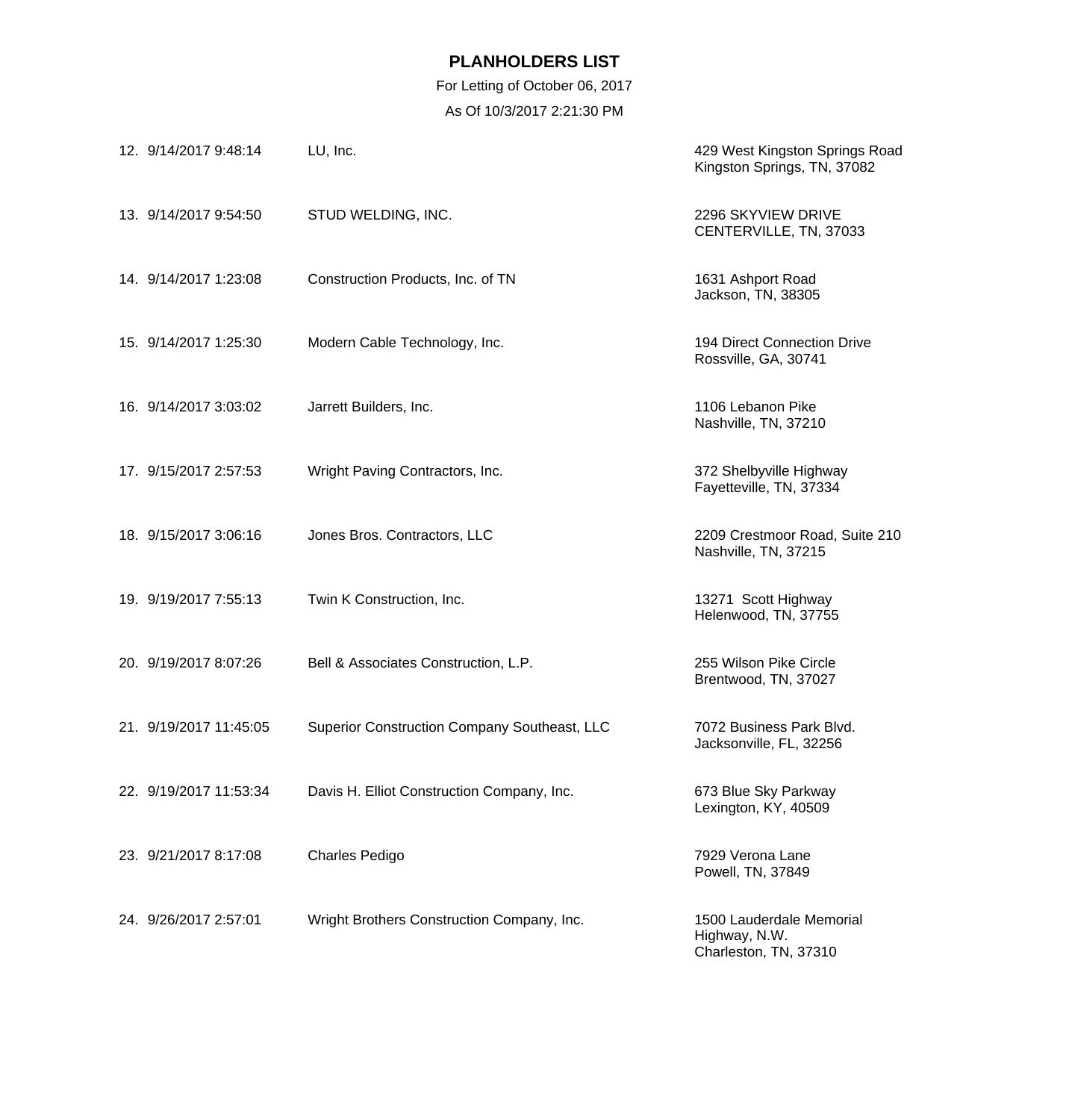# PLANHOLDERS LIST

For Letting of October 06, 2017

As Of 10/3/2017 2:21:30 PM

| # | Date/Time | Name | Address |
|---|---|---|---|
| 12. | 9/14/2017 9:48:14 | LU, Inc. | 429 West Kingston Springs Road<br>Kingston Springs, TN, 37082 |
| 13. | 9/14/2017 9:54:50 | STUD WELDING, INC. | 2296 SKYVIEW DRIVE<br>CENTERVILLE, TN, 37033 |
| 14. | 9/14/2017 1:23:08 | Construction Products, Inc. of TN | 1631 Ashport Road<br>Jackson, TN, 38305 |
| 15. | 9/14/2017 1:25:30 | Modern Cable Technology, Inc. | 194 Direct Connection Drive<br>Rossville, GA, 30741 |
| 16. | 9/14/2017 3:03:02 | Jarrett Builders, Inc. | 1106 Lebanon Pike<br>Nashville, TN, 37210 |
| 17. | 9/15/2017 2:57:53 | Wright Paving Contractors, Inc. | 372 Shelbyville Highway<br>Fayetteville, TN, 37334 |
| 18. | 9/15/2017 3:06:16 | Jones Bros. Contractors, LLC | 2209 Crestmoor Road, Suite 210<br>Nashville, TN, 37215 |
| 19. | 9/19/2017 7:55:13 | Twin K Construction, Inc. | 13271 Scott Highway<br>Helenwood, TN, 37755 |
| 20. | 9/19/2017 8:07:26 | Bell & Associates Construction, L.P. | 255 Wilson Pike Circle<br>Brentwood, TN, 37027 |
| 21. | 9/19/2017 11:45:05 | Superior Construction Company Southeast, LLC | 7072 Business Park Blvd.<br>Jacksonville, FL, 32256 |
| 22. | 9/19/2017 11:53:34 | Davis H. Elliot Construction Company, Inc. | 673 Blue Sky Parkway<br>Lexington, KY, 40509 |
| 23. | 9/21/2017 8:17:08 | Charles Pedigo | 7929 Verona Lane<br>Powell, TN, 37849 |
| 24. | 9/26/2017 2:57:01 | Wright Brothers Construction Company, Inc. | 1500 Lauderdale Memorial Highway, N.W.<br>Charleston, TN, 37310 |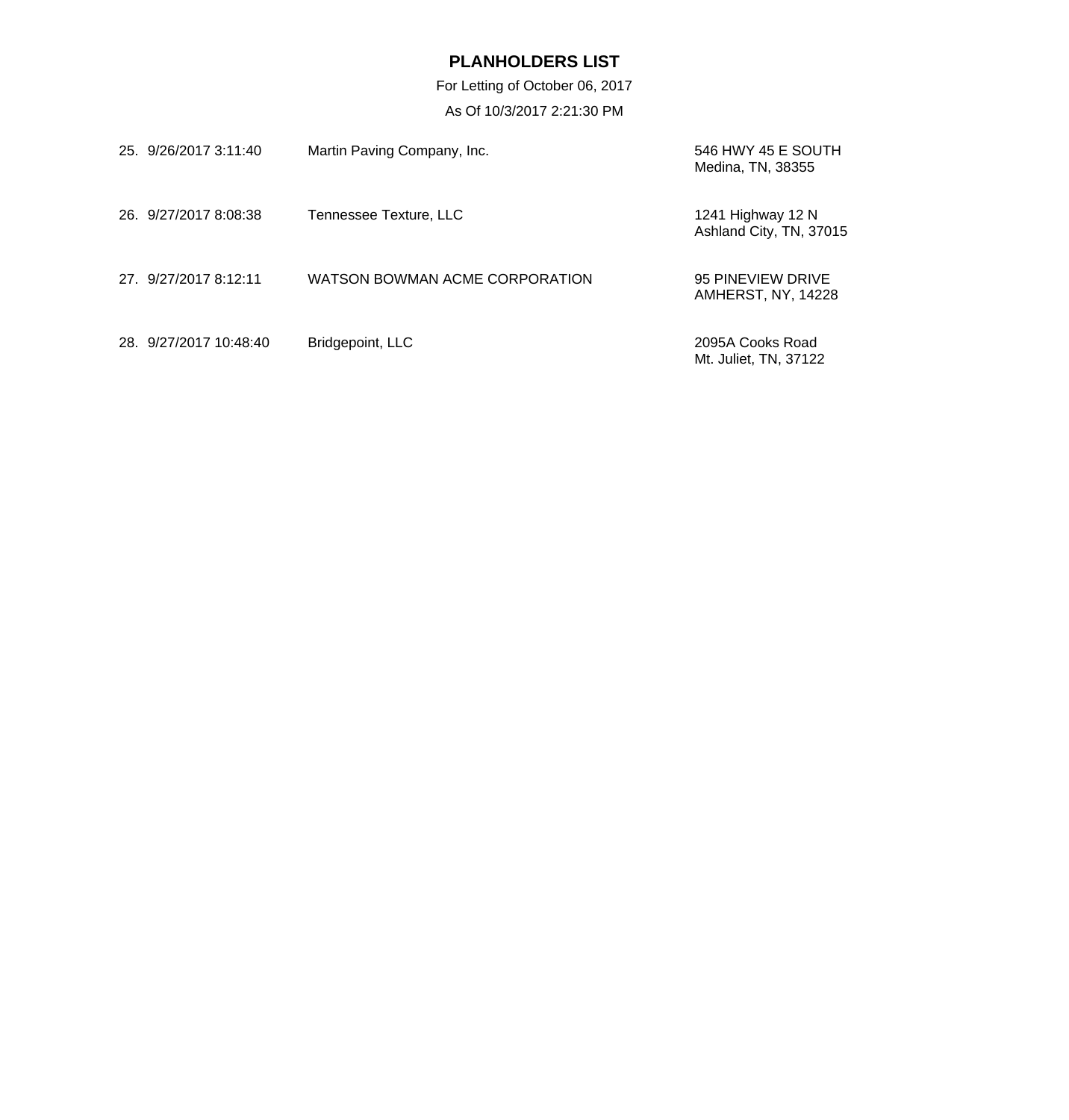# PLANHOLDERS LIST

For Letting of October 06, 2017

As Of 10/3/2017 2:21:30 PM

| No. | Date/Time | Company | Address |
|---|---|---|---|
| 25. | 9/26/2017 3:11:40 | Martin Paving Company, Inc. | 546 HWY 45 E SOUTH<br>Medina, TN, 38355 |
| 26. | 9/27/2017 8:08:38 | Tennessee Texture, LLC | 1241 Highway 12 N<br>Ashland City, TN, 37015 |
| 27. | 9/27/2017 8:12:11 | WATSON BOWMAN ACME CORPORATION | 95 PINEVIEW DRIVE<br>AMHERST, NY, 14228 |
| 28. | 9/27/2017 10:48:40 | Bridgepoint, LLC | 2095A Cooks Road<br>Mt. Juliet, TN, 37122 |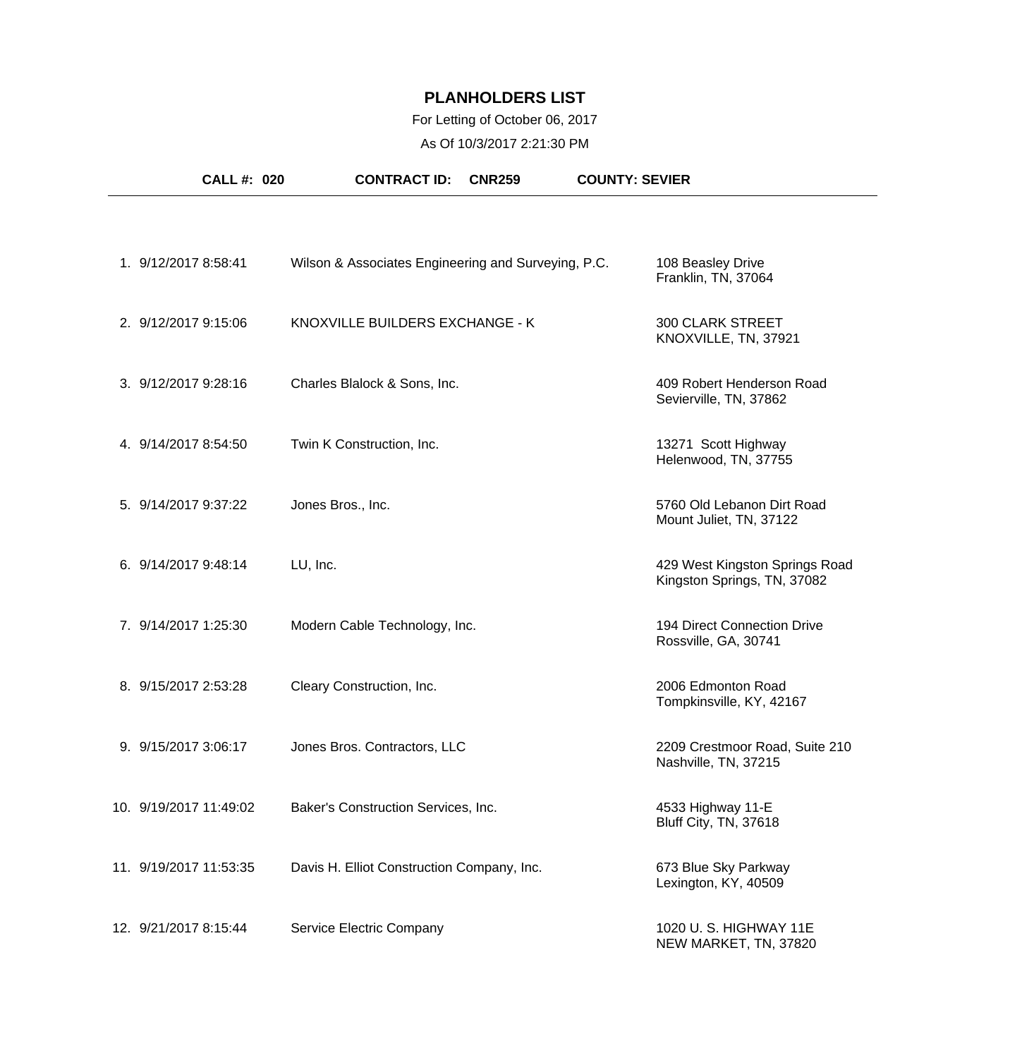# PLANHOLDERS LIST

For Letting of October 06, 2017

As Of 10/3/2017 2:21:30 PM

**CALL #: 020** **CONTRACT ID: CNR259** **COUNTY: SEVIER**

| # | Date/Time | Name | Address |
|---|---|---|---|
| 1. | 9/12/2017 8:58:41 | Wilson & Associates Engineering and Surveying, P.C. | 108 Beasley Drive<br>Franklin, TN, 37064 |
| 2. | 9/12/2017 9:15:06 | KNOXVILLE BUILDERS EXCHANGE - K | 300 CLARK STREET<br>KNOXVILLE, TN, 37921 |
| 3. | 9/12/2017 9:28:16 | Charles Blalock & Sons, Inc. | 409 Robert Henderson Road<br>Sevierville, TN, 37862 |
| 4. | 9/14/2017 8:54:50 | Twin K Construction, Inc. | 13271 Scott Highway<br>Helenwood, TN, 37755 |
| 5. | 9/14/2017 9:37:22 | Jones Bros., Inc. | 5760 Old Lebanon Dirt Road<br>Mount Juliet, TN, 37122 |
| 6. | 9/14/2017 9:48:14 | LU, Inc. | 429 West Kingston Springs Road<br>Kingston Springs, TN, 37082 |
| 7. | 9/14/2017 1:25:30 | Modern Cable Technology, Inc. | 194 Direct Connection Drive<br>Rossville, GA, 30741 |
| 8. | 9/15/2017 2:53:28 | Cleary Construction, Inc. | 2006 Edmonton Road<br>Tompkinsville, KY, 42167 |
| 9. | 9/15/2017 3:06:17 | Jones Bros. Contractors, LLC | 2209 Crestmoor Road, Suite 210<br>Nashville, TN, 37215 |
| 10. | 9/19/2017 11:49:02 | Baker's Construction Services, Inc. | 4533 Highway 11-E<br>Bluff City, TN, 37618 |
| 11. | 9/19/2017 11:53:35 | Davis H. Elliot Construction Company, Inc. | 673 Blue Sky Parkway<br>Lexington, KY, 40509 |
| 12. | 9/21/2017 8:15:44 | Service Electric Company | 1020 U. S. HIGHWAY 11E<br>NEW MARKET, TN, 37820 |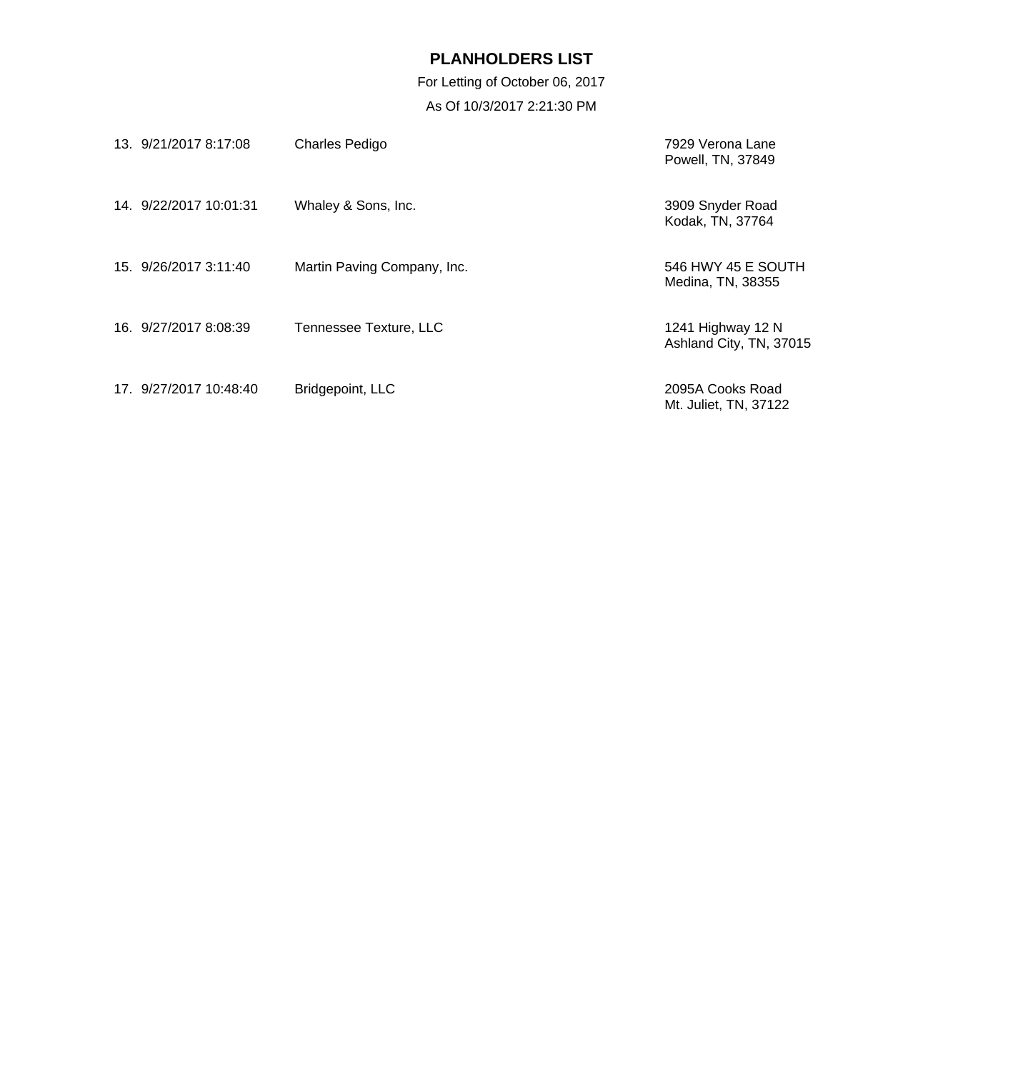# PLANHOLDERS LIST

For Letting of October 06, 2017

As Of 10/3/2017 2:21:30 PM

| | Date/Time | Name | Address |
|---|---|---|---|
| 13. | 9/21/2017 8:17:08 | Charles Pedigo | 7929 Verona Lane<br>Powell, TN, 37849 |
| 14. | 9/22/2017 10:01:31 | Whaley & Sons, Inc. | 3909 Snyder Road<br>Kodak, TN, 37764 |
| 15. | 9/26/2017 3:11:40 | Martin Paving Company, Inc. | 546 HWY 45 E SOUTH<br>Medina, TN, 38355 |
| 16. | 9/27/2017 8:08:39 | Tennessee Texture, LLC | 1241 Highway 12 N<br>Ashland City, TN, 37015 |
| 17. | 9/27/2017 10:48:40 | Bridgepoint, LLC | 2095A Cooks Road<br>Mt. Juliet, TN, 37122 |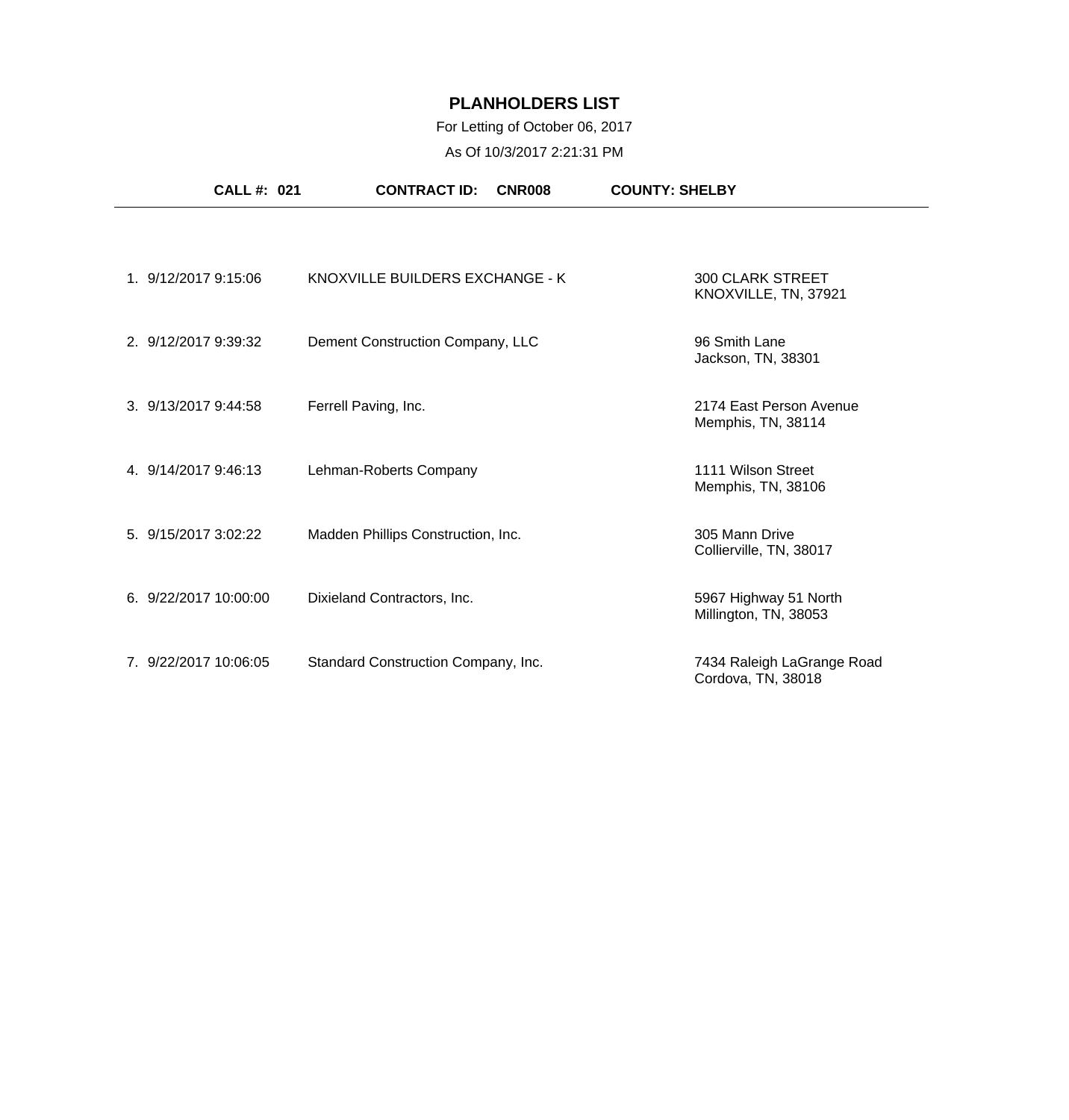# PLANHOLDERS LIST

For Letting of October 06, 2017

As Of 10/3/2017 2:21:31 PM

**CALL #: 021** **CONTRACT ID: CNR008** **COUNTY: SHELBY**

---

| # | Date/Time | Name | Address |
|---|---|---|---|
| 1. | 9/12/2017 9:15:06 | KNOXVILLE BUILDERS EXCHANGE - K | 300 CLARK STREET<br>KNOXVILLE, TN, 37921 |
| 2. | 9/12/2017 9:39:32 | Dement Construction Company, LLC | 96 Smith Lane<br>Jackson, TN, 38301 |
| 3. | 9/13/2017 9:44:58 | Ferrell Paving, Inc. | 2174 East Person Avenue<br>Memphis, TN, 38114 |
| 4. | 9/14/2017 9:46:13 | Lehman-Roberts Company | 1111 Wilson Street<br>Memphis, TN, 38106 |
| 5. | 9/15/2017 3:02:22 | Madden Phillips Construction, Inc. | 305 Mann Drive<br>Collierville, TN, 38017 |
| 6. | 9/22/2017 10:00:00 | Dixieland Contractors, Inc. | 5967 Highway 51 North<br>Millington, TN, 38053 |
| 7. | 9/22/2017 10:06:05 | Standard Construction Company, Inc. | 7434 Raleigh LaGrange Road<br>Cordova, TN, 38018 |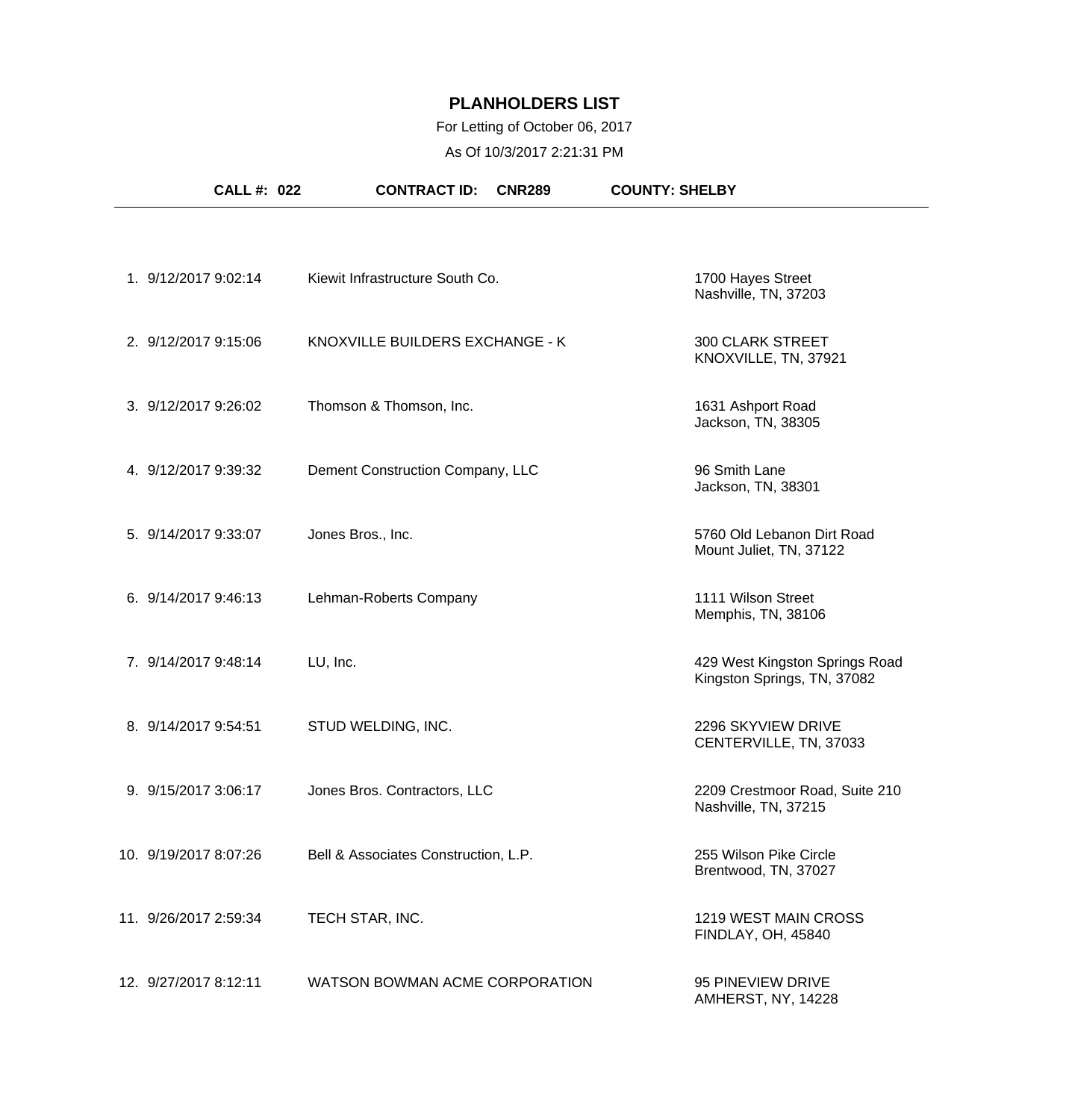# PLANHOLDERS LIST

For Letting of October 06, 2017

As Of 10/3/2017 2:21:31 PM

**CALL #: 022** **CONTRACT ID: CNR289** **COUNTY: SHELBY**

| # | Date/Time | Name | Address |
|---|---|---|---|
| 1. | 9/12/2017 9:02:14 | Kiewit Infrastructure South Co. | 1700 Hayes Street<br>Nashville, TN, 37203 |
| 2. | 9/12/2017 9:15:06 | KNOXVILLE BUILDERS EXCHANGE - K | 300 CLARK STREET<br>KNOXVILLE, TN, 37921 |
| 3. | 9/12/2017 9:26:02 | Thomson & Thomson, Inc. | 1631 Ashport Road<br>Jackson, TN, 38305 |
| 4. | 9/12/2017 9:39:32 | Dement Construction Company, LLC | 96 Smith Lane<br>Jackson, TN, 38301 |
| 5. | 9/14/2017 9:33:07 | Jones Bros., Inc. | 5760 Old Lebanon Dirt Road<br>Mount Juliet, TN, 37122 |
| 6. | 9/14/2017 9:46:13 | Lehman-Roberts Company | 1111 Wilson Street<br>Memphis, TN, 38106 |
| 7. | 9/14/2017 9:48:14 | LU, Inc. | 429 West Kingston Springs Road<br>Kingston Springs, TN, 37082 |
| 8. | 9/14/2017 9:54:51 | STUD WELDING, INC. | 2296 SKYVIEW DRIVE<br>CENTERVILLE, TN, 37033 |
| 9. | 9/15/2017 3:06:17 | Jones Bros. Contractors, LLC | 2209 Crestmoor Road, Suite 210<br>Nashville, TN, 37215 |
| 10. | 9/19/2017 8:07:26 | Bell & Associates Construction, L.P. | 255 Wilson Pike Circle<br>Brentwood, TN, 37027 |
| 11. | 9/26/2017 2:59:34 | TECH STAR, INC. | 1219 WEST MAIN CROSS<br>FINDLAY, OH, 45840 |
| 12. | 9/27/2017 8:12:11 | WATSON BOWMAN ACME CORPORATION | 95 PINEVIEW DRIVE<br>AMHERST, NY, 14228 |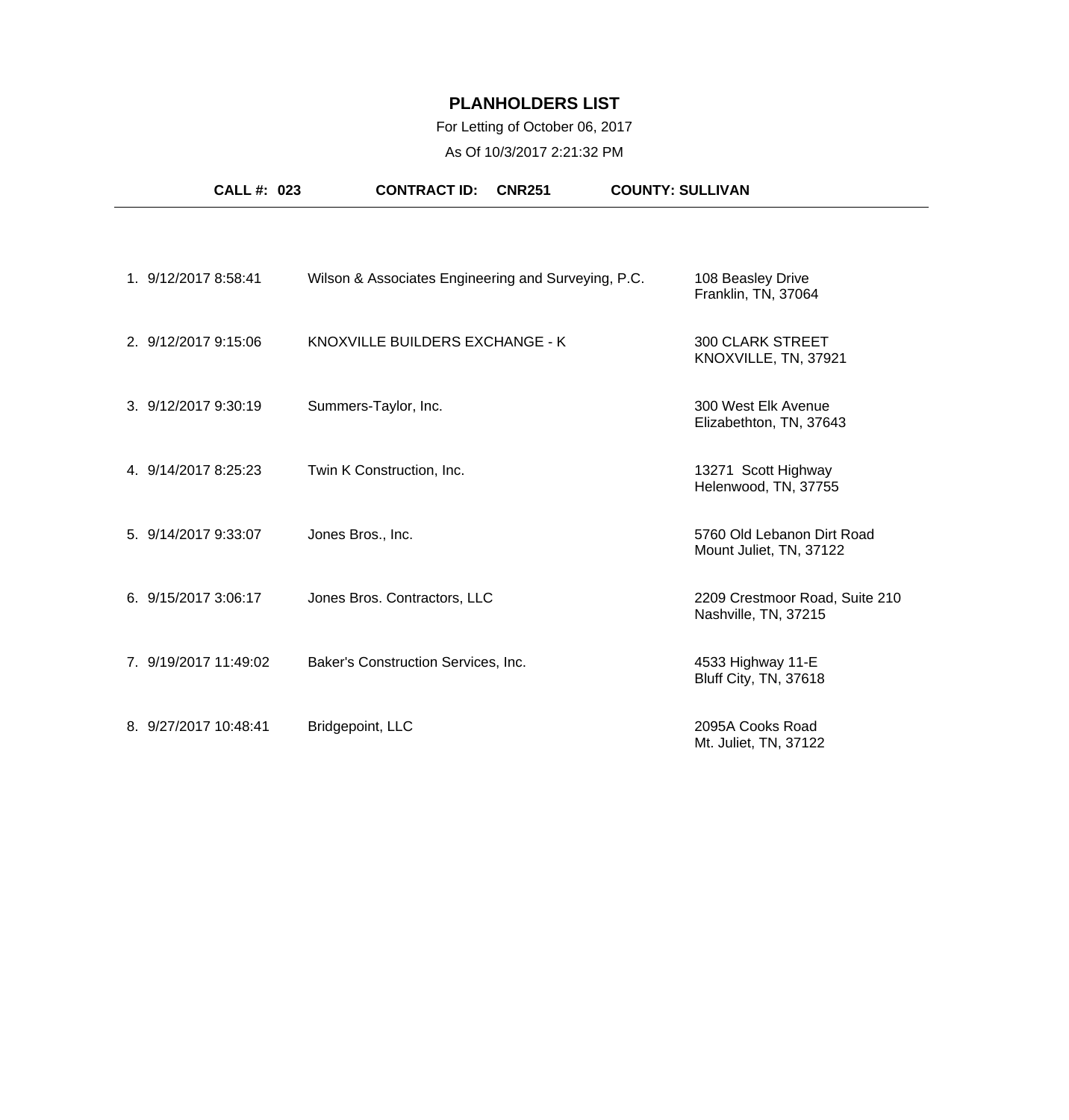# PLANHOLDERS LIST

For Letting of October 06, 2017

As Of 10/3/2017 2:21:32 PM

**CALL #: 023** **CONTRACT ID: CNR251** **COUNTY: SULLIVAN**

| | | | |
|---|---|---|---|
| 1. | 9/12/2017 8:58:41 | Wilson & Associates Engineering and Surveying, P.C. | 108 Beasley Drive<br>Franklin, TN, 37064 |
| 2. | 9/12/2017 9:15:06 | KNOXVILLE BUILDERS EXCHANGE - K | 300 CLARK STREET<br>KNOXVILLE, TN, 37921 |
| 3. | 9/12/2017 9:30:19 | Summers-Taylor, Inc. | 300 West Elk Avenue<br>Elizabethton, TN, 37643 |
| 4. | 9/14/2017 8:25:23 | Twin K Construction, Inc. | 13271 Scott Highway<br>Helenwood, TN, 37755 |
| 5. | 9/14/2017 9:33:07 | Jones Bros., Inc. | 5760 Old Lebanon Dirt Road<br>Mount Juliet, TN, 37122 |
| 6. | 9/15/2017 3:06:17 | Jones Bros. Contractors, LLC | 2209 Crestmoor Road, Suite 210<br>Nashville, TN, 37215 |
| 7. | 9/19/2017 11:49:02 | Baker's Construction Services, Inc. | 4533 Highway 11-E<br>Bluff City, TN, 37618 |
| 8. | 9/27/2017 10:48:41 | Bridgepoint, LLC | 2095A Cooks Road<br>Mt. Juliet, TN, 37122 |